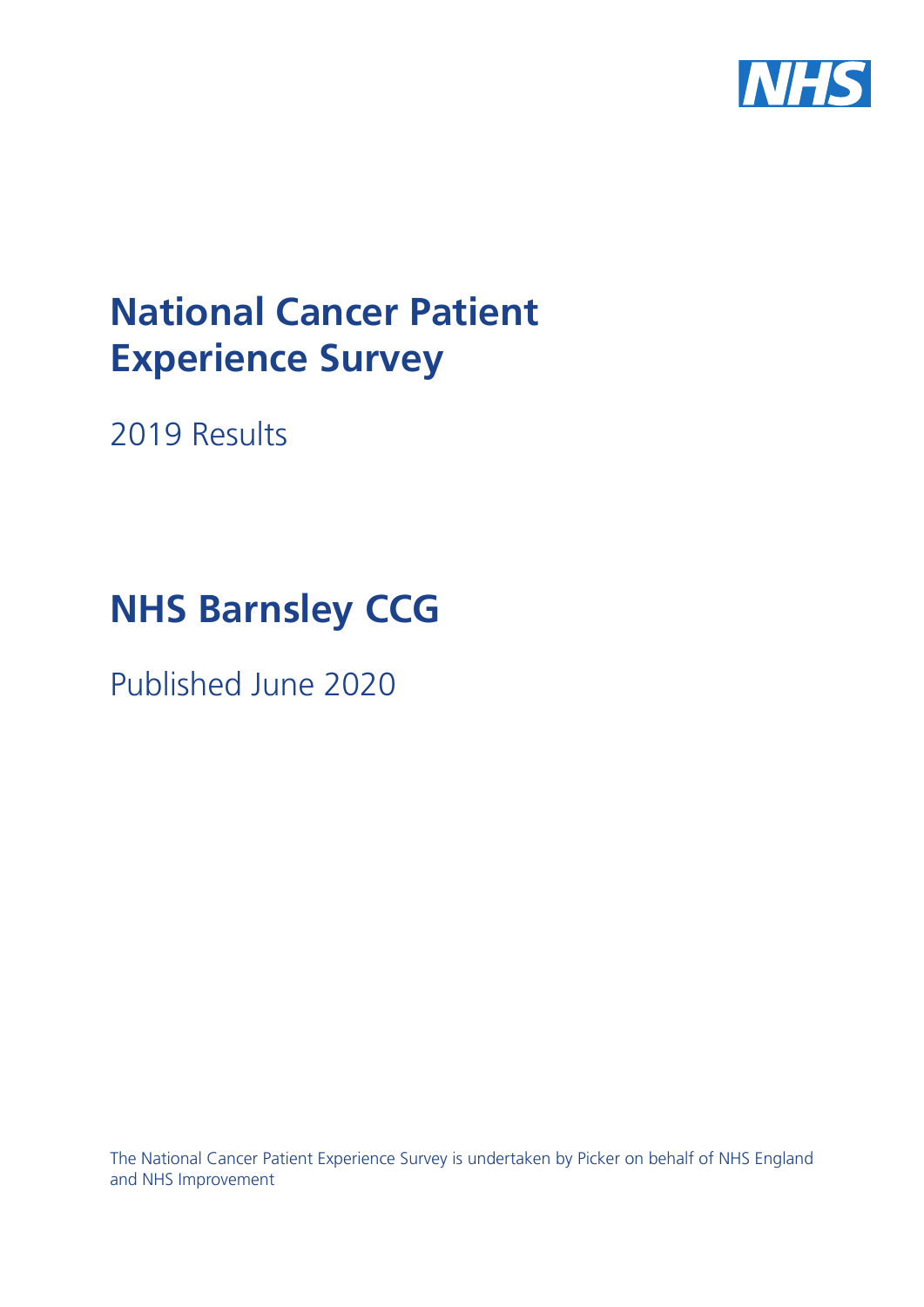# National Cancer Patient Experience Survey

2019 Results

# NHS Barnsley CCG

Published June 2020

The National Cancer Patient Experience Survey is undertaken by Picker on behalf of NHS England and NHS Improvement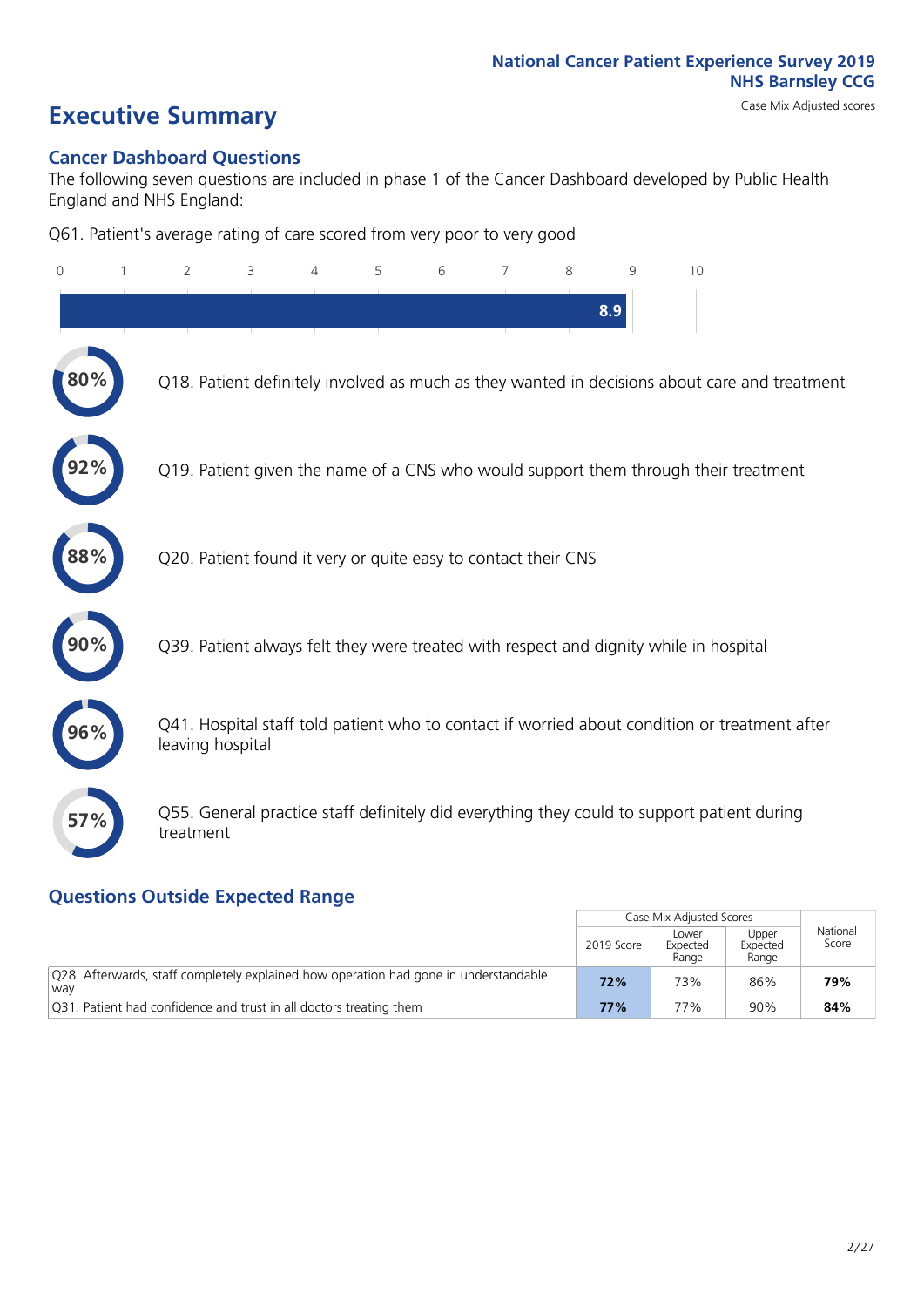National Cancer Patient Experience Survey 2019
NHS Barnsley CCG
Case Mix Adjusted scores

# Executive Summary

## Cancer Dashboard Questions

The following seven questions are included in phase 1 of the Cancer Dashboard developed by Public Health England and NHS England:

Q61. Patient's average rating of care scored from very poor to very good

0 1 2 3 4 5 6 7 8 9 10

8.9

80% Q18. Patient definitely involved as much as they wanted in decisions about care and treatment

92% Q19. Patient given the name of a CNS who would support them through their treatment

88% Q20. Patient found it very or quite easy to contact their CNS

90% Q39. Patient always felt they were treated with respect and dignity while in hospital

96% Q41. Hospital staff told patient who to contact if worried about condition or treatment after leaving hospital

57% Q55. General practice staff definitely did everything they could to support patient during treatment

## Questions Outside Expected Range

| | Case Mix Adjusted Scores | | | National Score |
|---|---|---|---|---|
| | 2019 Score | Lower Expected Range | Upper Expected Range | |
| Q28. Afterwards, staff completely explained how operation had gone in understandable way | **72%** | 73% | 86% | **79%** |
| Q31. Patient had confidence and trust in all doctors treating them | **77%** | 77% | 90% | **84%** |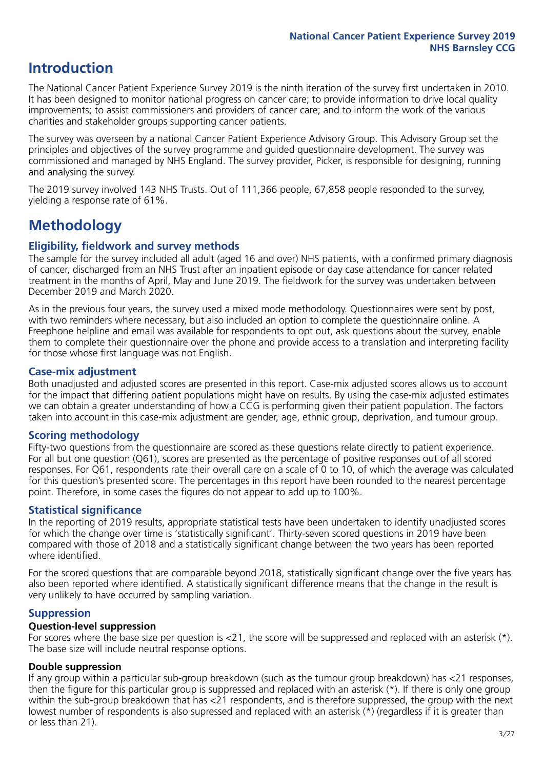# Introduction

The National Cancer Patient Experience Survey 2019 is the ninth iteration of the survey first undertaken in 2010. It has been designed to monitor national progress on cancer care; to provide information to drive local quality improvements; to assist commissioners and providers of cancer care; and to inform the work of the various charities and stakeholder groups supporting cancer patients.

The survey was overseen by a national Cancer Patient Experience Advisory Group. This Advisory Group set the principles and objectives of the survey programme and guided questionnaire development. The survey was commissioned and managed by NHS England. The survey provider, Picker, is responsible for designing, running and analysing the survey.

The 2019 survey involved 143 NHS Trusts. Out of 111,366 people, 67,858 people responded to the survey, yielding a response rate of 61%.

# Methodology

## Eligibility, fieldwork and survey methods

The sample for the survey included all adult (aged 16 and over) NHS patients, with a confirmed primary diagnosis of cancer, discharged from an NHS Trust after an inpatient episode or day case attendance for cancer related treatment in the months of April, May and June 2019. The fieldwork for the survey was undertaken between December 2019 and March 2020.

As in the previous four years, the survey used a mixed mode methodology. Questionnaires were sent by post, with two reminders where necessary, but also included an option to complete the questionnaire online. A Freephone helpline and email was available for respondents to opt out, ask questions about the survey, enable them to complete their questionnaire over the phone and provide access to a translation and interpreting facility for those whose first language was not English.

## Case-mix adjustment

Both unadjusted and adjusted scores are presented in this report. Case-mix adjusted scores allows us to account for the impact that differing patient populations might have on results. By using the case-mix adjusted estimates we can obtain a greater understanding of how a CCG is performing given their patient population. The factors taken into account in this case-mix adjustment are gender, age, ethnic group, deprivation, and tumour group.

## Scoring methodology

Fifty-two questions from the questionnaire are scored as these questions relate directly to patient experience. For all but one question (Q61), scores are presented as the percentage of positive responses out of all scored responses. For Q61, respondents rate their overall care on a scale of 0 to 10, of which the average was calculated for this question's presented score. The percentages in this report have been rounded to the nearest percentage point. Therefore, in some cases the figures do not appear to add up to 100%.

## Statistical significance

In the reporting of 2019 results, appropriate statistical tests have been undertaken to identify unadjusted scores for which the change over time is 'statistically significant'. Thirty-seven scored questions in 2019 have been compared with those of 2018 and a statistically significant change between the two years has been reported where identified.

For the scored questions that are comparable beyond 2018, statistically significant change over the five years has also been reported where identified. A statistically significant difference means that the change in the result is very unlikely to have occurred by sampling variation.

## Suppression

### Question-level suppression

For scores where the base size per question is <21, the score will be suppressed and replaced with an asterisk (*). The base size will include neutral response options.

### Double suppression

If any group within a particular sub-group breakdown (such as the tumour group breakdown) has <21 responses, then the figure for this particular group is suppressed and replaced with an asterisk (*). If there is only one group within the sub-group breakdown that has <21 respondents, and is therefore suppressed, the group with the next lowest number of respondents is also supressed and replaced with an asterisk (*) (regardless if it is greater than or less than 21).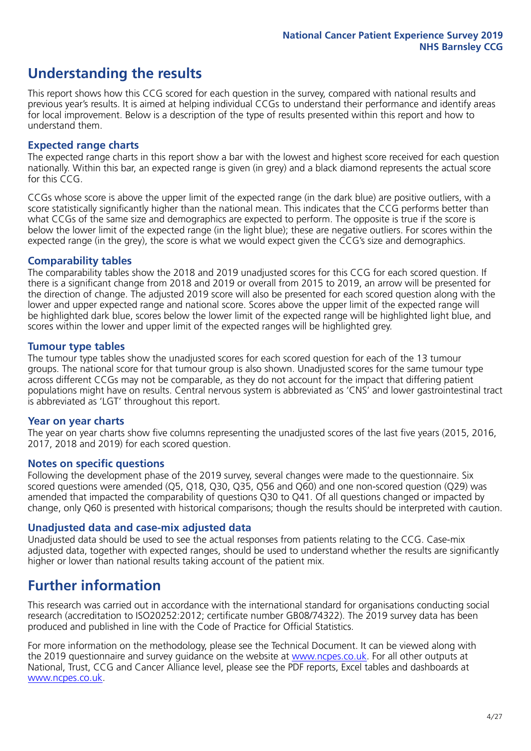# Understanding the results

This report shows how this CCG scored for each question in the survey, compared with national results and previous year's results. It is aimed at helping individual CCGs to understand their performance and identify areas for local improvement. Below is a description of the type of results presented within this report and how to understand them.

### Expected range charts

The expected range charts in this report show a bar with the lowest and highest score received for each question nationally. Within this bar, an expected range is given (in grey) and a black diamond represents the actual score for this CCG.

CCGs whose score is above the upper limit of the expected range (in the dark blue) are positive outliers, with a score statistically significantly higher than the national mean. This indicates that the CCG performs better than what CCGs of the same size and demographics are expected to perform. The opposite is true if the score is below the lower limit of the expected range (in the light blue); these are negative outliers. For scores within the expected range (in the grey), the score is what we would expect given the CCG's size and demographics.

### Comparability tables

The comparability tables show the 2018 and 2019 unadjusted scores for this CCG for each scored question. If there is a significant change from 2018 and 2019 or overall from 2015 to 2019, an arrow will be presented for the direction of change. The adjusted 2019 score will also be presented for each scored question along with the lower and upper expected range and national score. Scores above the upper limit of the expected range will be highlighted dark blue, scores below the lower limit of the expected range will be highlighted light blue, and scores within the lower and upper limit of the expected ranges will be highlighted grey.

### Tumour type tables

The tumour type tables show the unadjusted scores for each scored question for each of the 13 tumour groups. The national score for that tumour group is also shown. Unadjusted scores for the same tumour type across different CCGs may not be comparable, as they do not account for the impact that differing patient populations might have on results. Central nervous system is abbreviated as 'CNS' and lower gastrointestinal tract is abbreviated as 'LGT' throughout this report.

### Year on year charts

The year on year charts show five columns representing the unadjusted scores of the last five years (2015, 2016, 2017, 2018 and 2019) for each scored question.

### Notes on specific questions

Following the development phase of the 2019 survey, several changes were made to the questionnaire. Six scored questions were amended (Q5, Q18, Q30, Q35, Q56 and Q60) and one non-scored question (Q29) was amended that impacted the comparability of questions Q30 to Q41. Of all questions changed or impacted by change, only Q60 is presented with historical comparisons; though the results should be interpreted with caution.

### Unadjusted data and case-mix adjusted data

Unadjusted data should be used to see the actual responses from patients relating to the CCG. Case-mix adjusted data, together with expected ranges, should be used to understand whether the results are significantly higher or lower than national results taking account of the patient mix.

# Further information

This research was carried out in accordance with the international standard for organisations conducting social research (accreditation to ISO20252:2012; certificate number GB08/74322). The 2019 survey data has been produced and published in line with the Code of Practice for Official Statistics.

For more information on the methodology, please see the Technical Document. It can be viewed along with the 2019 questionnaire and survey guidance on the website at www.ncpes.co.uk. For all other outputs at National, Trust, CCG and Cancer Alliance level, please see the PDF reports, Excel tables and dashboards at www.ncpes.co.uk.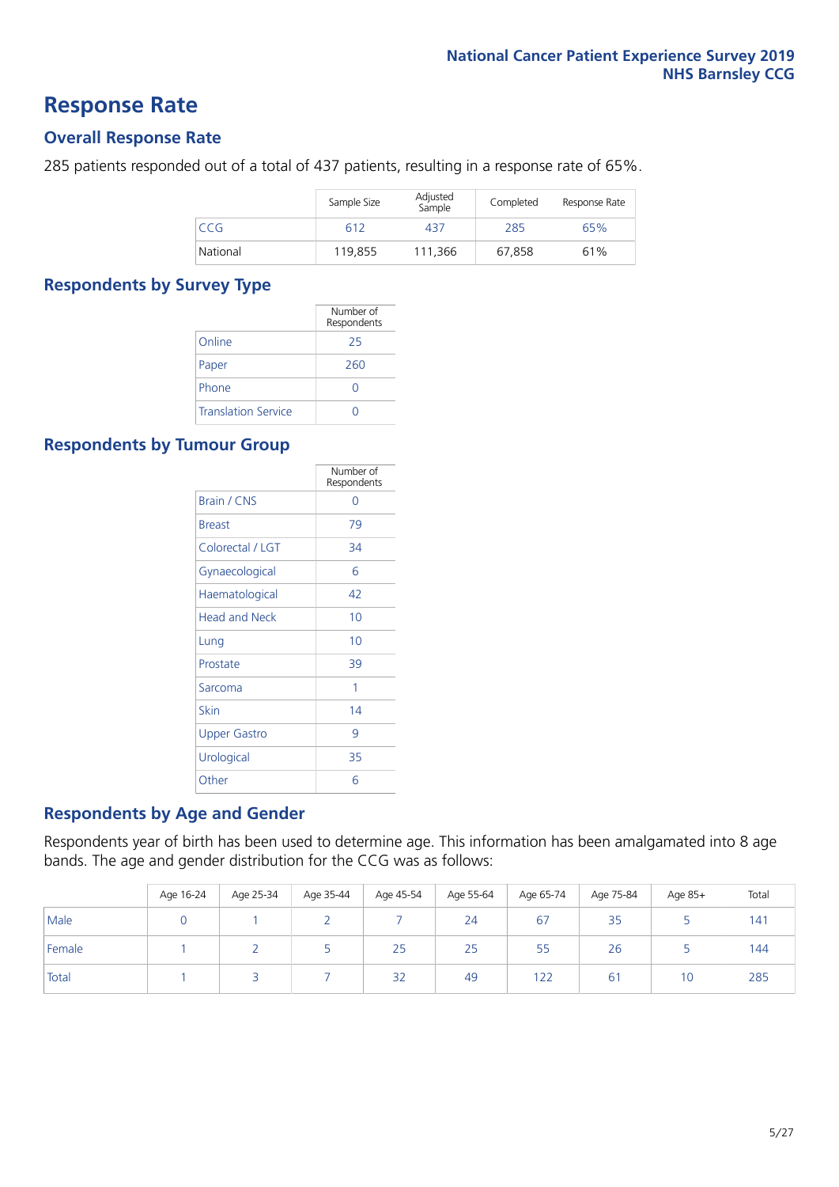# Response Rate

## Overall Response Rate

285 patients responded out of a total of 437 patients, resulting in a response rate of 65%.

| | Sample Size | Adjusted Sample | Completed | Response Rate |
|---|---|---|---|---|
| CCG | 612 | 437 | 285 | 65% |
| National | 119,855 | 111,366 | 67,858 | 61% |

## Respondents by Survey Type

| | Number of Respondents |
|---|---|
| Online | 25 |
| Paper | 260 |
| Phone | 0 |
| Translation Service | 0 |

## Respondents by Tumour Group

| | Number of Respondents |
|---|---|
| Brain / CNS | 0 |
| Breast | 79 |
| Colorectal / LGT | 34 |
| Gynaecological | 6 |
| Haematological | 42 |
| Head and Neck | 10 |
| Lung | 10 |
| Prostate | 39 |
| Sarcoma | 1 |
| Skin | 14 |
| Upper Gastro | 9 |
| Urological | 35 |
| Other | 6 |

## Respondents by Age and Gender

Respondents year of birth has been used to determine age. This information has been amalgamated into 8 age bands. The age and gender distribution for the CCG was as follows:

| | Age 16-24 | Age 25-34 | Age 35-44 | Age 45-54 | Age 55-64 | Age 65-74 | Age 75-84 | Age 85+ | Total |
|---|---|---|---|---|---|---|---|---|---|
| Male | 0 | 1 | 2 | 7 | 24 | 67 | 35 | 5 | 141 |
| Female | 1 | 2 | 5 | 25 | 25 | 55 | 26 | 5 | 144 |
| Total | 1 | 3 | 7 | 32 | 49 | 122 | 61 | 10 | 285 |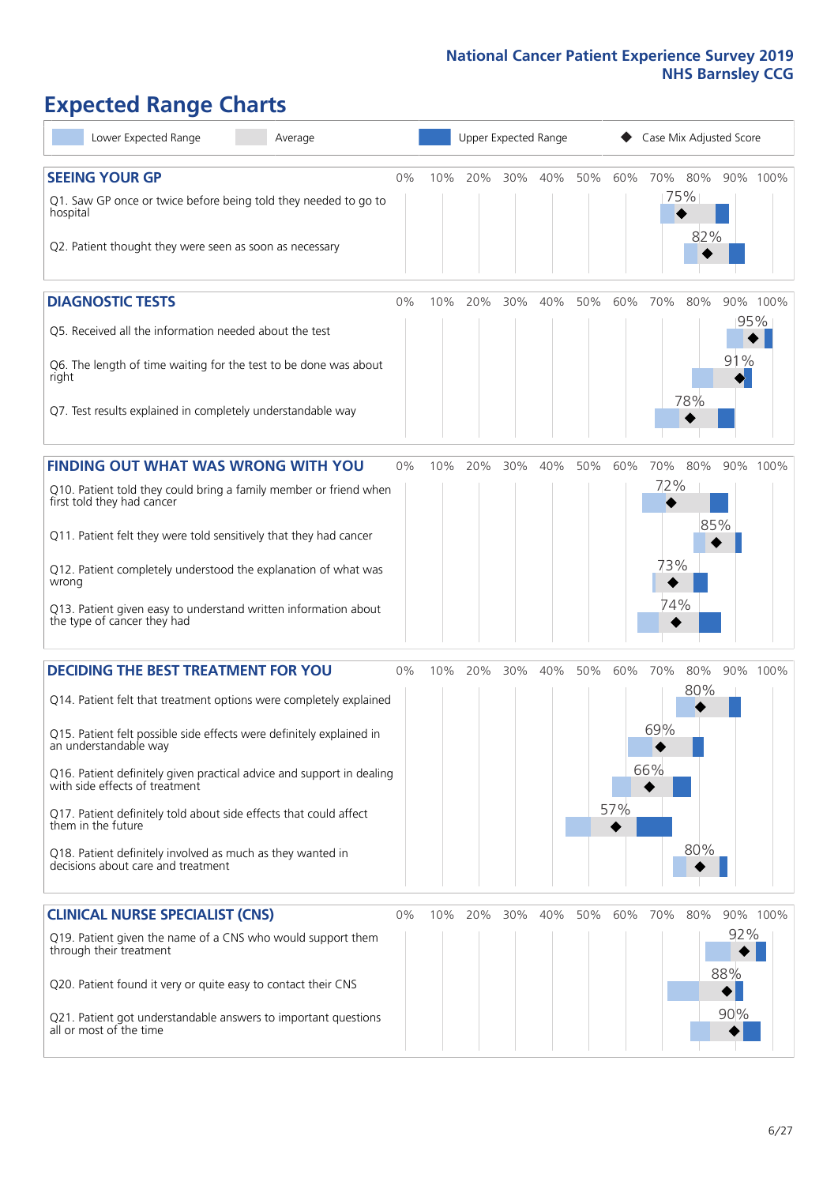# Expected Range Charts

Lower Expected Range | Average | Upper Expected Range | Case Mix Adjusted Score

## SEEING YOUR GP

0% 10% 20% 30% 40% 50% 60% 70% 80% 90% 100%

Q1. Saw GP once or twice before being told they needed to go to hospital

75%

Q2. Patient thought they were seen as soon as necessary

82%

## DIAGNOSTIC TESTS

0% 10% 20% 30% 40% 50% 60% 70% 80% 90% 100%

Q5. Received all the information needed about the test

95%

Q6. The length of time waiting for the test to be done was about right

91%

Q7. Test results explained in completely understandable way

78%

## FINDING OUT WHAT WAS WRONG WITH YOU

0% 10% 20% 30% 40% 50% 60% 70% 80% 90% 100%

Q10. Patient told they could bring a family member or friend when first told they had cancer

72%

Q11. Patient felt they were told sensitively that they had cancer

85%

Q12. Patient completely understood the explanation of what was wrong

73%

Q13. Patient given easy to understand written information about the type of cancer they had

74%

## DECIDING THE BEST TREATMENT FOR YOU

0% 10% 20% 30% 40% 50% 60% 70% 80% 90% 100%

Q14. Patient felt that treatment options were completely explained

80%

Q15. Patient felt possible side effects were definitely explained in an understandable way

69%

Q16. Patient definitely given practical advice and support in dealing with side effects of treatment

66%

Q17. Patient definitely told about side effects that could affect them in the future

57%

Q18. Patient definitely involved as much as they wanted in decisions about care and treatment

80%

## CLINICAL NURSE SPECIALIST (CNS)

0% 10% 20% 30% 40% 50% 60% 70% 80% 90% 100%

Q19. Patient given the name of a CNS who would support them through their treatment

92%

Q20. Patient found it very or quite easy to contact their CNS

88%

Q21. Patient got understandable answers to important questions all or most of the time

90%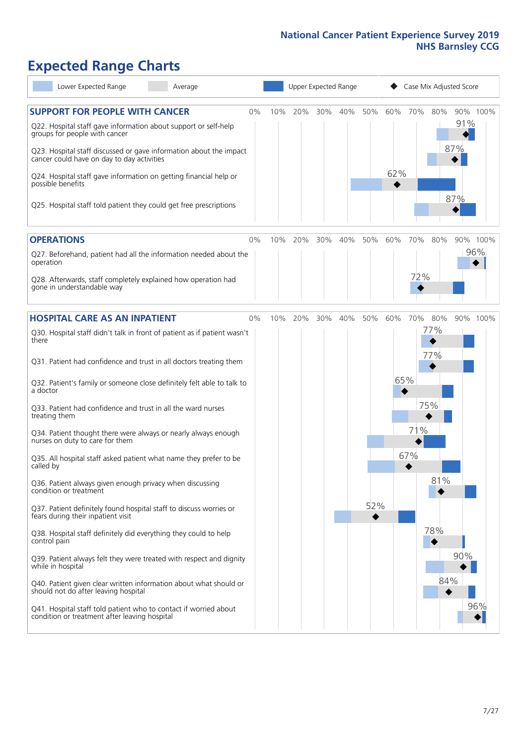# Expected Range Charts

Lower Expected Range | Average | Upper Expected Range | Case Mix Adjusted Score

## SUPPORT FOR PEOPLE WITH CANCER

0% 10% 20% 30% 40% 50% 60% 70% 80% 90% 100%

Q22. Hospital staff gave information about support or self-help groups for people with cancer
91%

Q23. Hospital staff discussed or gave information about the impact cancer could have on day to day activities
87%

Q24. Hospital staff gave information on getting financial help or possible benefits
62%

Q25. Hospital staff told patient they could get free prescriptions
87%

## OPERATIONS

0% 10% 20% 30% 40% 50% 60% 70% 80% 90% 100%

Q27. Beforehand, patient had all the information needed about the operation
96%

Q28. Afterwards, staff completely explained how operation had gone in understandable way
72%

## HOSPITAL CARE AS AN INPATIENT

0% 10% 20% 30% 40% 50% 60% 70% 80% 90% 100%

Q30. Hospital staff didn't talk in front of patient as if patient wasn't there
77%

Q31. Patient had confidence and trust in all doctors treating them
77%

Q32. Patient's family or someone close definitely felt able to talk to a doctor
65%

Q33. Patient had confidence and trust in all the ward nurses treating them
75%

Q34. Patient thought there were always or nearly always enough nurses on duty to care for them
71%

Q35. All hospital staff asked patient what name they prefer to be called by
67%

Q36. Patient always given enough privacy when discussing condition or treatment
81%

Q37. Patient definitely found hospital staff to discuss worries or fears during their inpatient visit
52%

Q38. Hospital staff definitely did everything they could to help control pain
78%

Q39. Patient always felt they were treated with respect and dignity while in hospital
90%

Q40. Patient given clear written information about what should or should not do after leaving hospital
84%

Q41. Hospital staff told patient who to contact if worried about condition or treatment after leaving hospital
96%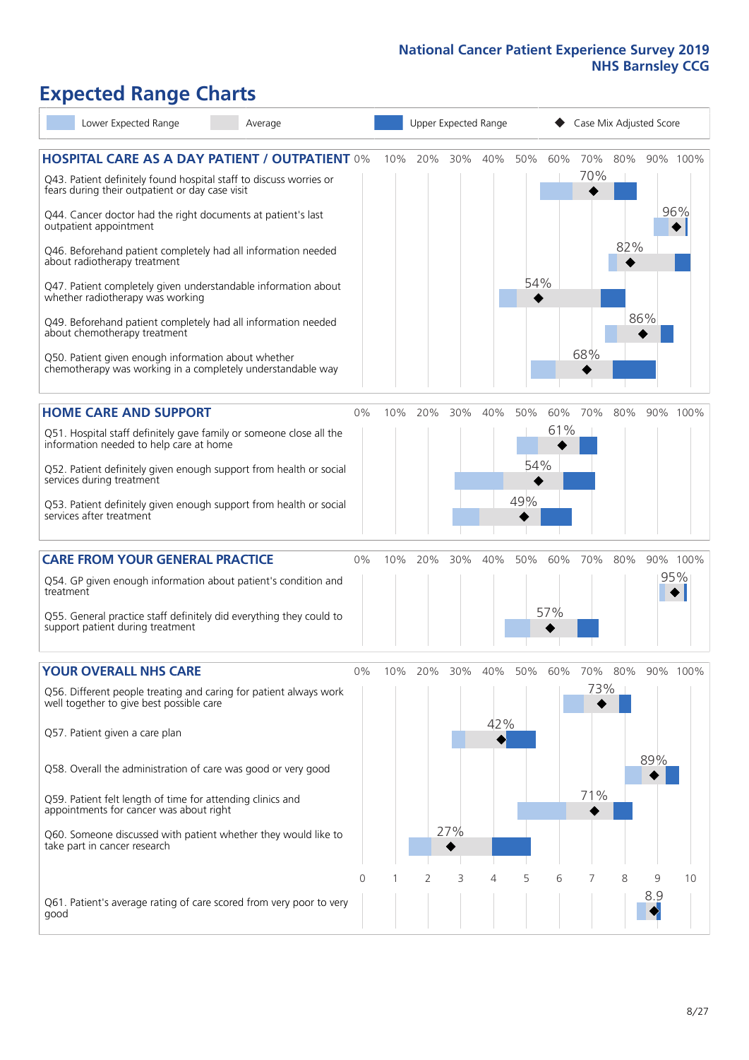National Cancer Patient Experience Survey 2019
NHS Barnsley CCG

# Expected Range Charts

Lower Expected Range | Average | Upper Expected Range | Case Mix Adjusted Score

## HOSPITAL CARE AS A DAY PATIENT / OUTPATIENT

0% 10% 20% 30% 40% 50% 60% 70% 80% 90% 100%

Q43. Patient definitely found hospital staff to discuss worries or fears during their outpatient or day case visit
70%

Q44. Cancer doctor had the right documents at patient's last outpatient appointment
96%

Q46. Beforehand patient completely had all information needed about radiotherapy treatment
82%

Q47. Patient completely given understandable information about whether radiotherapy treatment was working
54%

Q49. Beforehand patient completely had all information needed about chemotherapy treatment
86%

Q50. Patient given enough information about whether chemotherapy was working in a completely understandable way
68%

## HOME CARE AND SUPPORT

0% 10% 20% 30% 40% 50% 60% 70% 80% 90% 100%

Q51. Hospital staff definitely gave family or someone close all the information needed to help care at home
61%

Q52. Patient definitely given enough support from health or social services during treatment
54%

Q53. Patient definitely given enough support from health or social services after treatment
49%

## CARE FROM YOUR GENERAL PRACTICE

0% 10% 20% 30% 40% 50% 60% 70% 80% 90% 100%

Q54. GP given enough information about patient's condition and treatment
95%

Q55. General practice staff definitely did everything they could to support patient during treatment
57%

## YOUR OVERALL NHS CARE

0% 10% 20% 30% 40% 50% 60% 70% 80% 90% 100%

Q56. Different people treating and caring for patient always work well together to give best possible care
73%

Q57. Patient given a care plan
42%

Q58. Overall the administration of care was good or very good
89%

Q59. Patient felt length of time for attending clinics and appointments for cancer was about right
71%

Q60. Someone discussed with patient whether they would like to take part in cancer research
27%

0 1 2 3 4 5 6 7 8 9 10

Q61. Patient's average rating of care scored from very poor to very good
8.9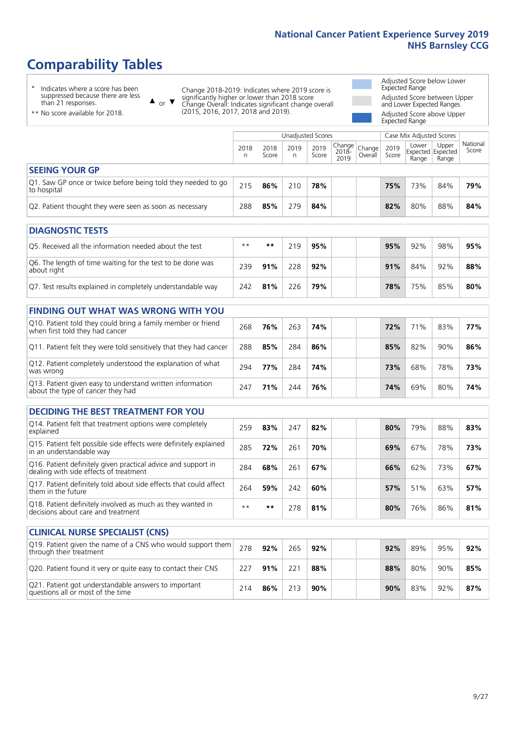# Comparability Tables

\* Indicates where a score has been suppressed because there are less than 21 responses.

\*\* No score available for 2018.

▲ or ▼ Change 2018-2019: Indicates where 2019 score is significantly higher or lower than 2018 score. Change Overall: Indicates significant change overall (2015, 2016, 2017, 2018 and 2019).

Adjusted Score below Lower Expected Range

Adjusted Score between Upper and Lower Expected Ranges

Adjusted Score above Upper Expected Range

| | Unadjusted Scores | | | | | | Case Mix Adjusted Scores | | | |
|---|---|---|---|---|---|---|---|---|---|---|
| | 2018 n | 2018 Score | 2019 n | 2019 Score | Change 2018-2019 | Change Overall | 2019 Score | Lower Expected Range | Upper Expected Range | National Score |
| **SEEING YOUR GP** | | | | | | | | | | |
| Q1. Saw GP once or twice before being told they needed to go to hospital | 215 | **86%** | 210 | **78%** | | | **75%** | 73% | 84% | **79%** |
| Q2. Patient thought they were seen as soon as necessary | 288 | **85%** | 279 | **84%** | | | **82%** | 80% | 88% | **84%** |
| **DIAGNOSTIC TESTS** | | | | | | | | | | |
| Q5. Received all the information needed about the test | ** | ** | 219 | **95%** | | | **95%** | 92% | 98% | **95%** |
| Q6. The length of time waiting for the test to be done was about right | 239 | **91%** | 228 | **92%** | | | **91%** | 84% | 92% | **88%** |
| Q7. Test results explained in completely understandable way | 242 | **81%** | 226 | **79%** | | | **78%** | 75% | 85% | **80%** |
| **FINDING OUT WHAT WAS WRONG WITH YOU** | | | | | | | | | | |
| Q10. Patient told they could bring a family member or friend when first told they had cancer | 268 | **76%** | 263 | **74%** | | | **72%** | 71% | 83% | **77%** |
| Q11. Patient felt they were told sensitively that they had cancer | 288 | **85%** | 284 | **86%** | | | **85%** | 82% | 90% | **86%** |
| Q12. Patient completely understood the explanation of what was wrong | 294 | **77%** | 284 | **74%** | | | **73%** | 68% | 78% | **73%** |
| Q13. Patient given easy to understand written information about the type of cancer they had | 247 | **71%** | 244 | **76%** | | | **74%** | 69% | 80% | **74%** |
| **DECIDING THE BEST TREATMENT FOR YOU** | | | | | | | | | | |
| Q14. Patient felt that treatment options were completely explained | 259 | **83%** | 247 | **82%** | | | **80%** | 79% | 88% | **83%** |
| Q15. Patient felt possible side effects were definitely explained in an understandable way | 285 | **72%** | 261 | **70%** | | | **69%** | 67% | 78% | **73%** |
| Q16. Patient definitely given practical advice and support in dealing with side effects of treatment | 284 | **68%** | 261 | **67%** | | | **66%** | 62% | 73% | **67%** |
| Q17. Patient definitely told about side effects that could affect them in the future | 264 | **59%** | 242 | **60%** | | | **57%** | 51% | 63% | **57%** |
| Q18. Patient definitely involved as much as they wanted in decisions about care and treatment | ** | ** | 278 | **81%** | | | **80%** | 76% | 86% | **81%** |
| **CLINICAL NURSE SPECIALIST (CNS)** | | | | | | | | | | |
| Q19. Patient given the name of a CNS who would support them through their treatment | 278 | **92%** | 265 | **92%** | | | **92%** | 89% | 95% | **92%** |
| Q20. Patient found it very or quite easy to contact their CNS | 227 | **91%** | 221 | **88%** | | | **88%** | 80% | 90% | **85%** |
| Q21. Patient got understandable answers to important questions all or most of the time | 214 | **86%** | 213 | **90%** | | | **90%** | 83% | 92% | **87%** |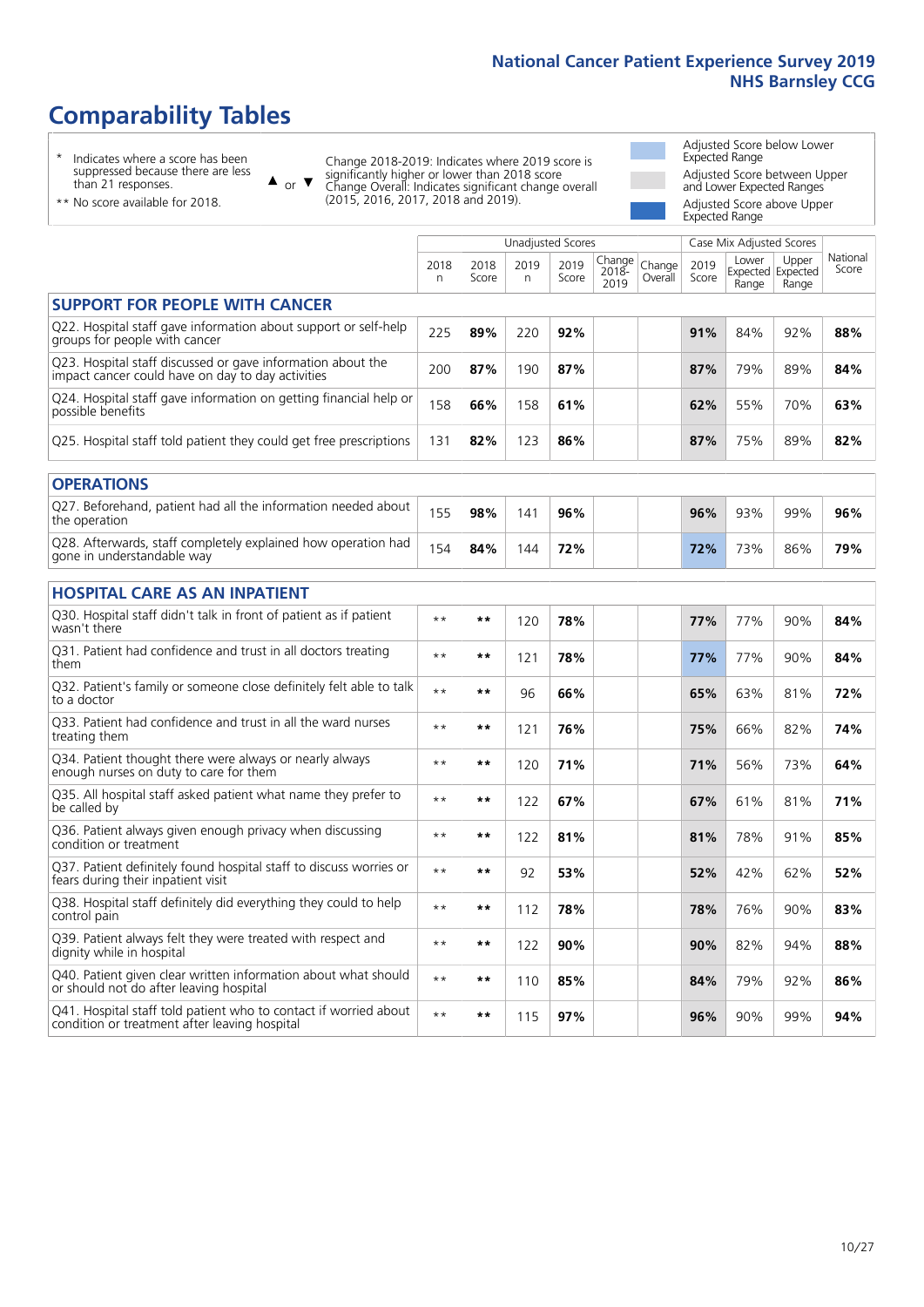# Comparability Tables

- \* Indicates where a score has been suppressed because there are less than 21 responses.
- \*\* No score available for 2018.

▲ or ▼ Change 2018-2019: Indicates where 2019 score is significantly higher or lower than 2018 score. Change Overall: Indicates significant change overall (2015, 2016, 2017, 2018 and 2019).

- Adjusted Score below Lower Expected Range
- Adjusted Score between Upper and Lower Expected Ranges
- Adjusted Score above Upper Expected Range

| | Unadjusted Scores | | | | | | Case Mix Adjusted Scores | | | |
|---|---|---|---|---|---|---|---|---|---|---|
| | 2018 n | 2018 Score | 2019 n | 2019 Score | Change 2018-2019 | Change Overall | 2019 Score | Lower Expected Range | Upper Expected Range | National Score |
| **SUPPORT FOR PEOPLE WITH CANCER** | | | | | | | | | | |
| Q22. Hospital staff gave information about support or self-help groups for people with cancer | 225 | 89% | 220 | 92% | | | 91% | 84% | 92% | 88% |
| Q23. Hospital staff discussed or gave information about the impact cancer could have on day to day activities | 200 | 87% | 190 | 87% | | | 87% | 79% | 89% | 84% |
| Q24. Hospital staff gave information on getting financial help or possible benefits | 158 | 66% | 158 | 61% | | | 62% | 55% | 70% | 63% |
| Q25. Hospital staff told patient they could get free prescriptions | 131 | 82% | 123 | 86% | | | 87% | 75% | 89% | 82% |
| **OPERATIONS** | | | | | | | | | | |
| Q27. Beforehand, patient had all the information needed about the operation | 155 | 98% | 141 | 96% | | | 96% | 93% | 99% | 96% |
| Q28. Afterwards, staff completely explained how operation had gone in understandable way | 154 | 84% | 144 | 72% | | | 72% | 73% | 86% | 79% |
| **HOSPITAL CARE AS AN INPATIENT** | | | | | | | | | | |
| Q30. Hospital staff didn't talk in front of patient as if patient wasn't there | ** | ** | 120 | 78% | | | 77% | 77% | 90% | 84% |
| Q31. Patient had confidence and trust in all doctors treating them | ** | ** | 121 | 78% | | | 77% | 77% | 90% | 84% |
| Q32. Patient's family or someone close definitely felt able to talk to a doctor | ** | ** | 96 | 66% | | | 65% | 63% | 81% | 72% |
| Q33. Patient had confidence and trust in all the ward nurses treating them | ** | ** | 121 | 76% | | | 75% | 66% | 82% | 74% |
| Q34. Patient thought there were always or nearly always enough nurses on duty to care for them | ** | ** | 120 | 71% | | | 71% | 56% | 73% | 64% |
| Q35. All hospital staff asked patient what name they prefer to be called by | ** | ** | 122 | 67% | | | 67% | 61% | 81% | 71% |
| Q36. Patient always given enough privacy when discussing condition or treatment | ** | ** | 122 | 81% | | | 81% | 78% | 91% | 85% |
| Q37. Patient definitely found hospital staff to discuss worries or fears during their inpatient visit | ** | ** | 92 | 53% | | | 52% | 42% | 62% | 52% |
| Q38. Hospital staff definitely did everything they could to help control pain | ** | ** | 112 | 78% | | | 78% | 76% | 90% | 83% |
| Q39. Patient always felt they were treated with respect and dignity while in hospital | ** | ** | 122 | 90% | | | 90% | 82% | 94% | 88% |
| Q40. Patient given clear written information about what should or should not do after leaving hospital | ** | ** | 110 | 85% | | | 84% | 79% | 92% | 86% |
| Q41. Hospital staff told patient who to contact if worried about condition or treatment after leaving hospital | ** | ** | 115 | 97% | | | 96% | 90% | 99% | 94% |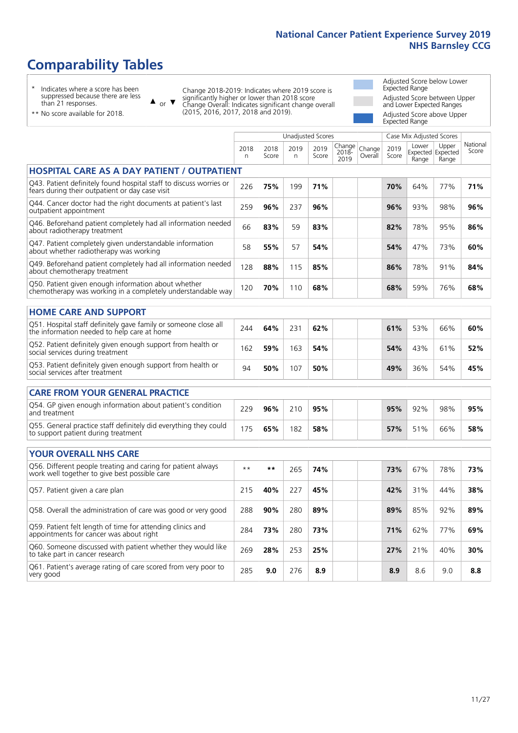# Comparability Tables

\* Indicates where a score has been suppressed because there are less than 21 responses.

** No score available for 2018.

▲ or ▼ Change 2018-2019: Indicates where 2019 score is significantly higher or lower than 2018 score. Change Overall: Indicates significant change overall (2015, 2016, 2017, 2018 and 2019).

Adjusted Score below Lower Expected Range

Adjusted Score between Upper and Lower Expected Ranges

Adjusted Score above Upper Expected Range

| | Unadjusted Scores | | | | | | Case Mix Adjusted Scores | | | |
|---|---|---|---|---|---|---|---|---|---|---|
| | 2018 n | 2018 Score | 2019 n | 2019 Score | Change 2018-2019 | Change Overall | 2019 Score | Lower Expected Range | Upper Expected Range | National Score |
| **HOSPITAL CARE AS A DAY PATIENT / OUTPATIENT** | | | | | | | | | | |
| Q43. Patient definitely found hospital staff to discuss worries or fears during their outpatient or day case visit | 226 | **75%** | 199 | **71%** | | | **70%** | 64% | 77% | **71%** |
| Q44. Cancer doctor had the right documents at patient's last outpatient appointment | 259 | **96%** | 237 | **96%** | | | **96%** | 93% | 98% | **96%** |
| Q46. Beforehand patient completely had all information needed about radiotherapy treatment | 66 | **83%** | 59 | **83%** | | | **82%** | 78% | 95% | **86%** |
| Q47. Patient completely given understandable information about whether radiotherapy was working | 58 | **55%** | 57 | **54%** | | | **54%** | 47% | 73% | **60%** |
| Q49. Beforehand patient completely had all information needed about chemotherapy treatment | 128 | **88%** | 115 | **85%** | | | **86%** | 78% | 91% | **84%** |
| Q50. Patient given enough information about whether chemotherapy was working in a completely understandable way | 120 | **70%** | 110 | **68%** | | | **68%** | 59% | 76% | **68%** |
| **HOME CARE AND SUPPORT** | | | | | | | | | | |
| Q51. Hospital staff definitely gave family or someone close all the information needed to help care at home | 244 | **64%** | 231 | **62%** | | | **61%** | 53% | 66% | **60%** |
| Q52. Patient definitely given enough support from health or social services during treatment | 162 | **59%** | 163 | **54%** | | | **54%** | 43% | 61% | **52%** |
| Q53. Patient definitely given enough support from health or social services after treatment | 94 | **50%** | 107 | **50%** | | | **49%** | 36% | 54% | **45%** |
| **CARE FROM YOUR GENERAL PRACTICE** | | | | | | | | | | |
| Q54. GP given enough information about patient's condition and treatment | 229 | **96%** | 210 | **95%** | | | **95%** | 92% | 98% | **95%** |
| Q55. General practice staff definitely did everything they could to support patient during treatment | 175 | **65%** | 182 | **58%** | | | **57%** | 51% | 66% | **58%** |
| **YOUR OVERALL NHS CARE** | | | | | | | | | | |
| Q56. Different people treating and caring for patient always work well together to give best possible care | ** | ** | 265 | **74%** | | | **73%** | 67% | 78% | **73%** |
| Q57. Patient given a care plan | 215 | **40%** | 227 | **45%** | | | **42%** | 31% | 44% | **38%** |
| Q58. Overall the administration of care was good or very good | 288 | **90%** | 280 | **89%** | | | **89%** | 85% | 92% | **89%** |
| Q59. Patient felt length of time for attending clinics and appointments for cancer was about right | 284 | **73%** | 280 | **73%** | | | **71%** | 62% | 77% | **69%** |
| Q60. Someone discussed with patient whether they would like to take part in cancer research | 269 | **28%** | 253 | **25%** | | | **27%** | 21% | 40% | **30%** |
| Q61. Patient's average rating of care scored from very poor to very good | 285 | **9.0** | 276 | **8.9** | | | **8.9** | 8.6 | 9.0 | **8.8** |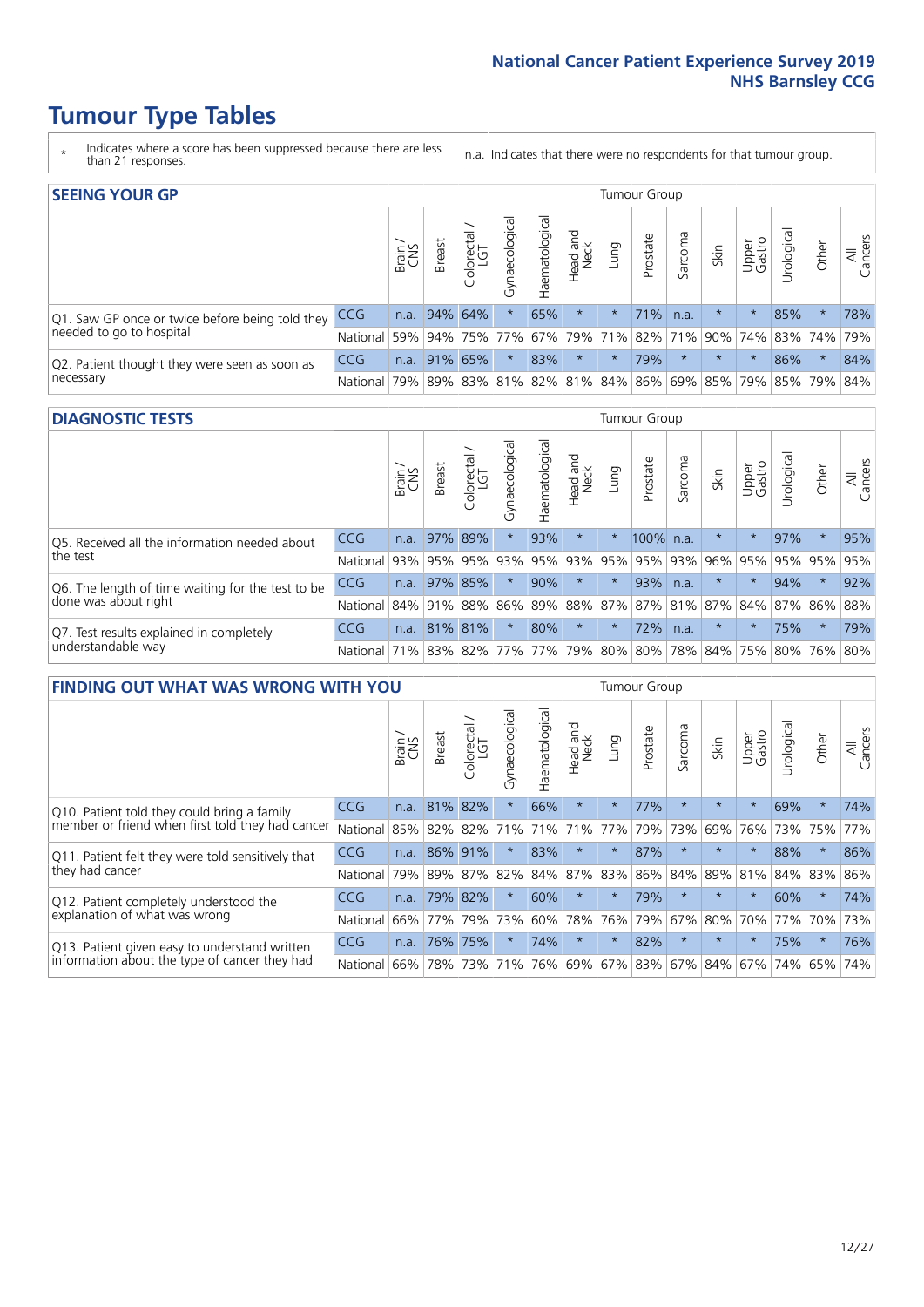# Tumour Type Tables

\* Indicates where a score has been suppressed because there are less than 21 responses.

n.a. Indicates that there were no respondents for that tumour group.

## SEEING YOUR GP

| | | Brain / CNS | Breast | Colorectal / LGT | Gynaecological | Haematological | Head and Neck | Lung | Prostate | Sarcoma | Skin | Upper Gastro | Urological | Other | All Cancers |
|---|---|---|---|---|---|---|---|---|---|---|---|---|---|---|---|
| Q1. Saw GP once or twice before being told they needed to go to hospital | CCG | n.a. | 94% | 64% | * | 65% | * | * | 71% | n.a. | * | * | 85% | * | 78% |
| | National | 59% | 94% | 75% | 77% | 67% | 79% | 71% | 82% | 71% | 90% | 74% | 83% | 74% | 79% |
| Q2. Patient thought they were seen as soon as necessary | CCG | n.a. | 91% | 65% | * | 83% | * | * | 79% | * | * | * | 86% | * | 84% |
| | National | 79% | 89% | 83% | 81% | 82% | 81% | 84% | 86% | 69% | 85% | 79% | 85% | 79% | 84% |

## DIAGNOSTIC TESTS

| | | Brain / CNS | Breast | Colorectal / LGT | Gynaecological | Haematological | Head and Neck | Lung | Prostate | Sarcoma | Skin | Upper Gastro | Urological | Other | All Cancers |
|---|---|---|---|---|---|---|---|---|---|---|---|---|---|---|---|
| Q5. Received all the information needed about the test | CCG | n.a. | 97% | 89% | * | 93% | * | * | 100% | n.a. | * | * | 97% | * | 95% |
| | National | 93% | 95% | 95% | 93% | 95% | 93% | 95% | 95% | 93% | 96% | 95% | 95% | 95% | 95% |
| Q6. The length of time waiting for the test to be done was about right | CCG | n.a. | 97% | 85% | * | 90% | * | * | 93% | n.a. | * | * | 94% | * | 92% |
| | National | 84% | 91% | 88% | 86% | 89% | 88% | 87% | 87% | 81% | 87% | 84% | 87% | 86% | 88% |
| Q7. Test results explained in completely understandable way | CCG | n.a. | 81% | 81% | * | 80% | * | * | 72% | n.a. | * | * | 75% | * | 79% |
| | National | 71% | 83% | 82% | 77% | 77% | 79% | 80% | 80% | 78% | 84% | 75% | 80% | 76% | 80% |

## FINDING OUT WHAT WAS WRONG WITH YOU

| | | Brain / CNS | Breast | Colorectal / LGT | Gynaecological | Haematological | Head and Neck | Lung | Prostate | Sarcoma | Skin | Upper Gastro | Urological | Other | All Cancers |
|---|---|---|---|---|---|---|---|---|---|---|---|---|---|---|---|
| Q10. Patient told they could bring a family member or friend when first told they had cancer | CCG | n.a. | 81% | 82% | * | 66% | * | * | 77% | * | * | * | 69% | * | 74% |
| | National | 85% | 82% | 82% | 71% | 71% | 71% | 77% | 79% | 73% | 69% | 76% | 73% | 75% | 77% |
| Q11. Patient felt they were told sensitively that they had cancer | CCG | n.a. | 86% | 91% | * | 83% | * | * | 87% | * | * | * | 88% | * | 86% |
| | National | 79% | 89% | 87% | 82% | 84% | 87% | 83% | 86% | 84% | 89% | 81% | 84% | 83% | 86% |
| Q12. Patient completely understood the explanation of what was wrong | CCG | n.a. | 79% | 82% | * | 60% | * | * | 79% | * | * | * | 60% | * | 74% |
| | National | 66% | 77% | 79% | 73% | 60% | 78% | 76% | 79% | 67% | 80% | 70% | 77% | 70% | 73% |
| Q13. Patient given easy to understand written information about the type of cancer they had | CCG | n.a. | 76% | 75% | * | 74% | * | * | 82% | * | * | * | 75% | * | 76% |
| | National | 66% | 78% | 73% | 71% | 76% | 69% | 67% | 83% | 67% | 84% | 67% | 74% | 65% | 74% |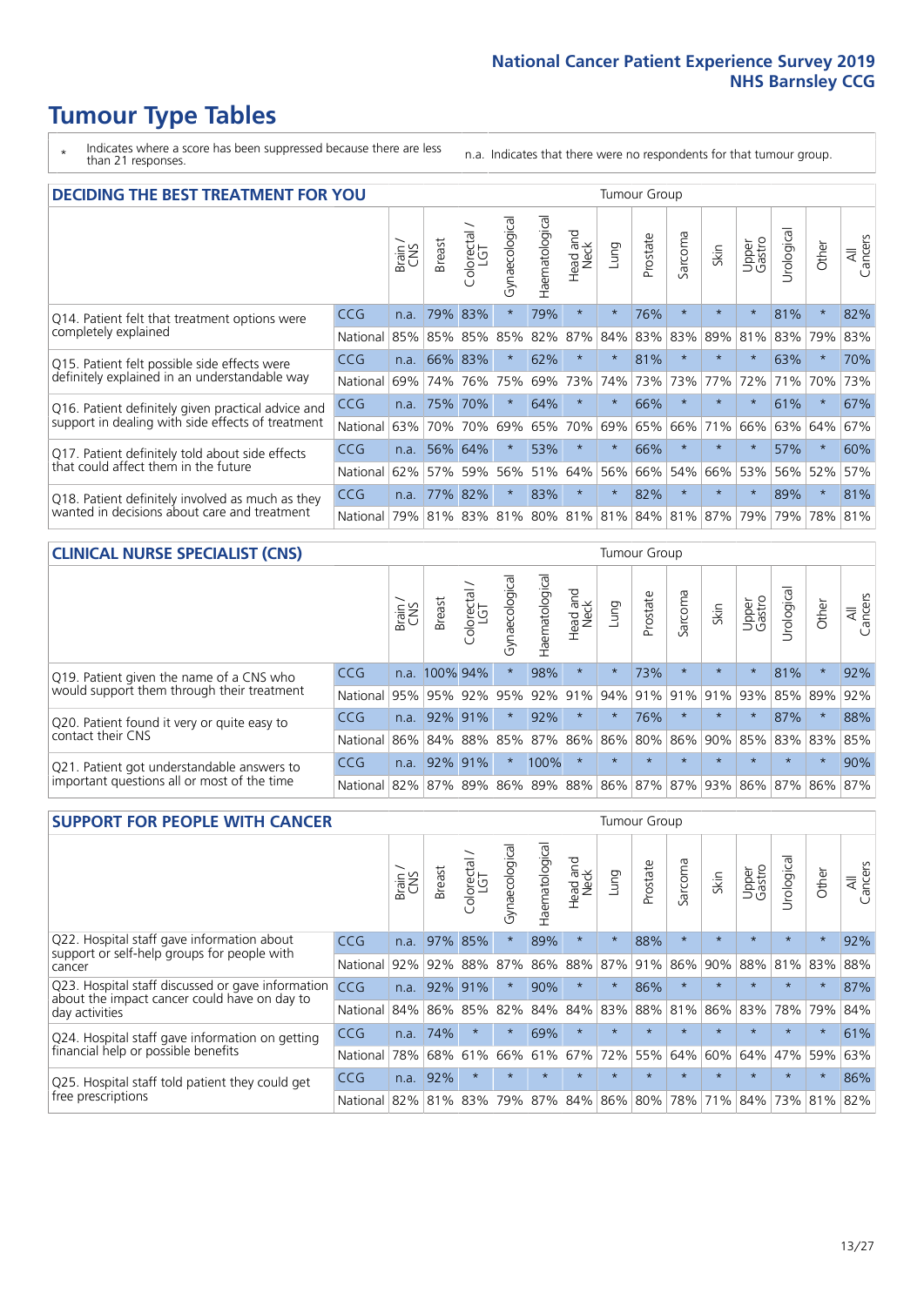# Tumour Type Tables

\* Indicates where a score has been suppressed because there are less than 21 responses.

n.a. Indicates that there were no respondents for that tumour group.

## DECIDING THE BEST TREATMENT FOR YOU

| | | Brain / CNS | Breast | Colorectal / LGT | Gynaecological | Haematological | Head and Neck | Lung | Prostate | Sarcoma | Skin | Upper Gastro | Urological | Other | All Cancers |
|---|---|---|---|---|---|---|---|---|---|---|---|---|---|---|---|
| Q14. Patient felt that treatment options were completely explained | CCG | n.a. | 79% | 83% | * | 79% | * | * | 76% | * | * | * | 81% | * | 82% |
| | National | 85% | 85% | 85% | 85% | 82% | 87% | 84% | 83% | 83% | 89% | 81% | 83% | 79% | 83% |
| Q15. Patient felt possible side effects were definitely explained in an understandable way | CCG | n.a. | 66% | 83% | * | 62% | * | * | 81% | * | * | * | 63% | * | 70% |
| | National | 69% | 74% | 76% | 75% | 69% | 73% | 74% | 73% | 73% | 77% | 72% | 71% | 70% | 73% |
| Q16. Patient definitely given practical advice and support in dealing with side effects of treatment | CCG | n.a. | 75% | 70% | * | 64% | * | * | 66% | * | * | * | 61% | * | 67% |
| | National | 63% | 70% | 70% | 69% | 65% | 70% | 69% | 65% | 66% | 71% | 66% | 63% | 64% | 67% |
| Q17. Patient definitely told about side effects that could affect them in the future | CCG | n.a. | 56% | 64% | * | 53% | * | * | 66% | * | * | * | 57% | * | 60% |
| | National | 62% | 57% | 59% | 56% | 51% | 64% | 56% | 66% | 54% | 66% | 53% | 56% | 52% | 57% |
| Q18. Patient definitely involved as much as they wanted in decisions about care and treatment | CCG | n.a. | 77% | 82% | * | 83% | * | * | 82% | * | * | * | 89% | * | 81% |
| | National | 79% | 81% | 83% | 81% | 80% | 81% | 81% | 84% | 81% | 87% | 79% | 79% | 78% | 81% |

## CLINICAL NURSE SPECIALIST (CNS)

| | | Brain / CNS | Breast | Colorectal / LGT | Gynaecological | Haematological | Head and Neck | Lung | Prostate | Sarcoma | Skin | Upper Gastro | Urological | Other | All Cancers |
|---|---|---|---|---|---|---|---|---|---|---|---|---|---|---|---|
| Q19. Patient given the name of a CNS who would support them through their treatment | CCG | n.a. | 100% | 94% | * | 98% | * | * | 73% | * | * | * | 81% | * | 92% |
| | National | 95% | 95% | 92% | 95% | 92% | 91% | 94% | 91% | 91% | 91% | 93% | 85% | 89% | 92% |
| Q20. Patient found it very or quite easy to contact their CNS | CCG | n.a. | 92% | 91% | * | 92% | * | * | 76% | * | * | * | 87% | * | 88% |
| | National | 86% | 84% | 88% | 85% | 87% | 86% | 86% | 80% | 86% | 90% | 85% | 83% | 83% | 85% |
| Q21. Patient got understandable answers to important questions all or most of the time | CCG | n.a. | 92% | 91% | * | 100% | * | * | * | * | * | * | * | * | 90% |
| | National | 82% | 87% | 89% | 86% | 89% | 88% | 86% | 87% | 87% | 93% | 86% | 87% | 86% | 87% |

## SUPPORT FOR PEOPLE WITH CANCER

| | | Brain / CNS | Breast | Colorectal / LGT | Gynaecological | Haematological | Head and Neck | Lung | Prostate | Sarcoma | Skin | Upper Gastro | Urological | Other | All Cancers |
|---|---|---|---|---|---|---|---|---|---|---|---|---|---|---|---|
| Q22. Hospital staff gave information about support or self-help groups for people with cancer | CCG | n.a. | 97% | 85% | * | 89% | * | * | 88% | * | * | * | * | * | 92% |
| | National | 92% | 92% | 88% | 87% | 86% | 88% | 87% | 91% | 86% | 90% | 88% | 81% | 83% | 88% |
| Q23. Hospital staff discussed or gave information about the impact cancer could have on day to day activities | CCG | n.a. | 92% | 91% | * | 90% | * | * | 86% | * | * | * | * | * | 87% |
| | National | 84% | 86% | 85% | 82% | 84% | 84% | 83% | 88% | 81% | 86% | 83% | 78% | 79% | 84% |
| Q24. Hospital staff gave information on getting financial help or possible benefits | CCG | n.a. | 74% | * | * | 69% | * | * | * | * | * | * | * | * | 61% |
| | National | 78% | 68% | 61% | 66% | 61% | 67% | 72% | 55% | 64% | 60% | 64% | 47% | 59% | 63% |
| Q25. Hospital staff told patient they could get free prescriptions | CCG | n.a. | 92% | * | * | * | * | * | * | * | * | * | * | * | 86% |
| | National | 82% | 81% | 83% | 79% | 87% | 84% | 86% | 80% | 78% | 71% | 84% | 73% | 81% | 82% |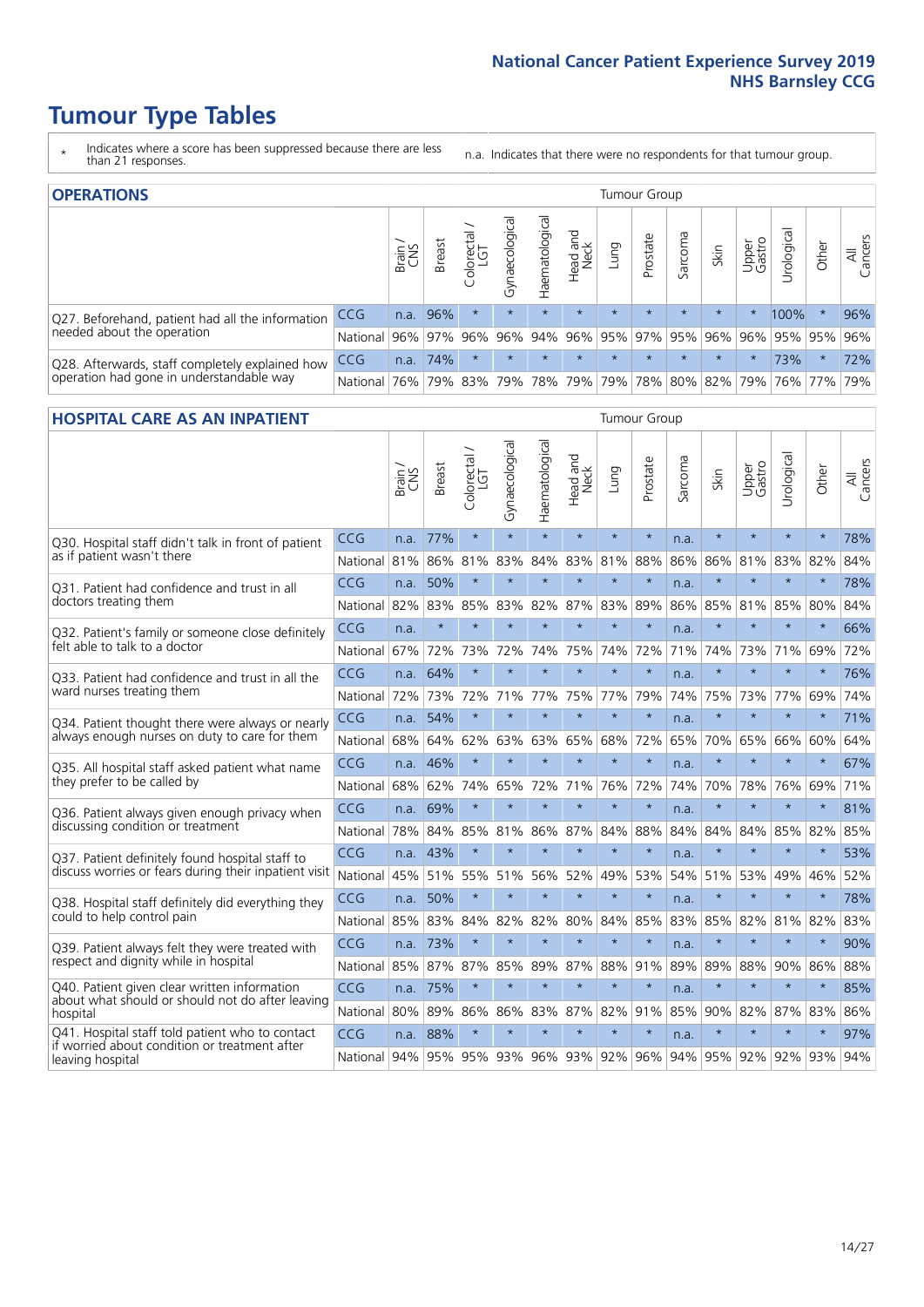# Tumour Type Tables

\* Indicates where a score has been suppressed because there are less than 21 responses.

n.a. Indicates that there were no respondents for that tumour group.

## OPERATIONS

| | | Brain / CNS | Breast | Colorectal / LGT | Gynaecological | Haematological | Head and Neck | Lung | Prostate | Sarcoma | Skin | Upper Gastro | Urological | Other | All Cancers |
|---|---|---|---|---|---|---|---|---|---|---|---|---|---|---|---|
| Q27. Beforehand, patient had all the information needed about the operation | CCG | n.a. | 96% | * | * | * | * | * | * | * | * | * | 100% | * | 96% |
| | National | 96% | 97% | 96% | 96% | 94% | 96% | 95% | 97% | 95% | 96% | 96% | 95% | 95% | 96% |
| Q28. Afterwards, staff completely explained how operation had gone in understandable way | CCG | n.a. | 74% | * | * | * | * | * | * | * | * | * | 73% | * | 72% |
| | National | 76% | 79% | 83% | 79% | 78% | 79% | 79% | 78% | 80% | 82% | 79% | 76% | 77% | 79% |

## HOSPITAL CARE AS AN INPATIENT

| | | Brain / CNS | Breast | Colorectal / LGT | Gynaecological | Haematological | Head and Neck | Lung | Prostate | Sarcoma | Skin | Upper Gastro | Urological | Other | All Cancers |
|---|---|---|---|---|---|---|---|---|---|---|---|---|---|---|---|
| Q30. Hospital staff didn't talk in front of patient as if patient wasn't there | CCG | n.a. | 77% | * | * | * | * | * | * | n.a. | * | * | * | * | 78% |
| | National | 81% | 86% | 81% | 83% | 84% | 83% | 81% | 88% | 86% | 86% | 81% | 83% | 82% | 84% |
| Q31. Patient had confidence and trust in all doctors treating them | CCG | n.a. | 50% | * | * | * | * | * | * | n.a. | * | * | * | * | 78% |
| | National | 82% | 83% | 85% | 83% | 82% | 87% | 83% | 89% | 86% | 85% | 81% | 85% | 80% | 84% |
| Q32. Patient's family or someone close definitely felt able to talk to a doctor | CCG | n.a. | * | * | * | * | * | * | * | n.a. | * | * | * | * | 66% |
| | National | 67% | 72% | 73% | 72% | 74% | 75% | 74% | 72% | 71% | 74% | 73% | 71% | 69% | 72% |
| Q33. Patient had confidence and trust in all the ward nurses treating them | CCG | n.a. | 64% | * | * | * | * | * | * | n.a. | * | * | * | * | 76% |
| | National | 72% | 73% | 72% | 71% | 77% | 75% | 77% | 79% | 74% | 75% | 73% | 77% | 69% | 74% |
| Q34. Patient thought there were always or nearly always enough nurses on duty to care for them | CCG | n.a. | 54% | * | * | * | * | * | * | n.a. | * | * | * | * | 71% |
| | National | 68% | 64% | 62% | 63% | 63% | 65% | 68% | 72% | 65% | 70% | 65% | 66% | 60% | 64% |
| Q35. All hospital staff asked patient what name they prefer to be called by | CCG | n.a. | 46% | * | * | * | * | * | * | n.a. | * | * | * | * | 67% |
| | National | 68% | 62% | 74% | 65% | 72% | 71% | 76% | 72% | 74% | 70% | 78% | 76% | 69% | 71% |
| Q36. Patient always given enough privacy when discussing condition or treatment | CCG | n.a. | 69% | * | * | * | * | * | * | n.a. | * | * | * | * | 81% |
| | National | 78% | 84% | 85% | 81% | 86% | 87% | 84% | 88% | 84% | 84% | 84% | 85% | 82% | 85% |
| Q37. Patient definitely found hospital staff to discuss worries or fears during their inpatient visit | CCG | n.a. | 43% | * | * | * | * | * | * | n.a. | * | * | * | * | 53% |
| | National | 45% | 51% | 55% | 51% | 56% | 52% | 49% | 53% | 54% | 51% | 53% | 49% | 46% | 52% |
| Q38. Hospital staff definitely did everything they could to help control pain | CCG | n.a. | 50% | * | * | * | * | * | * | n.a. | * | * | * | * | 78% |
| | National | 85% | 83% | 84% | 82% | 82% | 80% | 84% | 85% | 83% | 85% | 82% | 81% | 82% | 83% |
| Q39. Patient always felt they were treated with respect and dignity while in hospital | CCG | n.a. | 73% | * | * | * | * | * | * | n.a. | * | * | * | * | 90% |
| | National | 85% | 87% | 87% | 85% | 89% | 87% | 88% | 91% | 89% | 89% | 88% | 90% | 86% | 88% |
| Q40. Patient given clear written information about what should or should not do after leaving hospital | CCG | n.a. | 75% | * | * | * | * | * | * | n.a. | * | * | * | * | 85% |
| | National | 80% | 89% | 86% | 86% | 83% | 87% | 82% | 91% | 85% | 90% | 82% | 87% | 83% | 86% |
| Q41. Hospital staff told patient who to contact if worried about condition or treatment after leaving hospital | CCG | n.a. | 88% | * | * | * | * | * | * | n.a. | * | * | * | * | 97% |
| | National | 94% | 95% | 95% | 93% | 96% | 93% | 92% | 96% | 94% | 95% | 92% | 92% | 93% | 94% |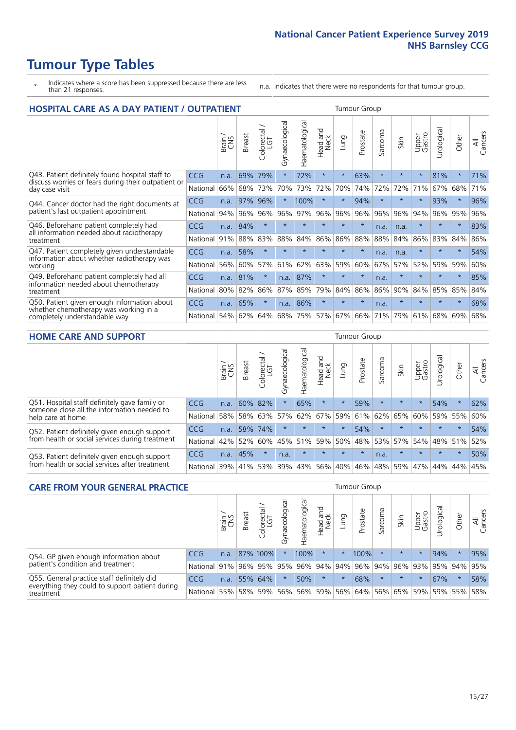# Tumour Type Tables

\* Indicates where a score has been suppressed because there are less than 21 responses.

n.a. Indicates that there were no respondents for that tumour group.

## HOSPITAL CARE AS A DAY PATIENT / OUTPATIENT

| | | Brain / CNS | Breast | Colorectal / LGT | Gynaecological | Haematological | Head and Neck | Lung | Prostate | Sarcoma | Skin | Upper Gastro | Urological | Other | All Cancers |
|---|---|---|---|---|---|---|---|---|---|---|---|---|---|---|---|
| Q43. Patient definitely found hospital staff to discuss worries or fears during their outpatient or day case visit | CCG | n.a. | 69% | 79% | * | 72% | * | * | 63% | * | * | * | 81% | * | 71% |
| | National | 66% | 68% | 73% | 70% | 73% | 72% | 70% | 74% | 72% | 72% | 71% | 67% | 68% | 71% |
| Q44. Cancer doctor had the right documents at patient's last outpatient appointment | CCG | n.a. | 97% | 96% | * | 100% | * | * | 94% | * | * | * | 93% | * | 96% |
| | National | 94% | 96% | 96% | 96% | 97% | 96% | 96% | 96% | 96% | 96% | 94% | 96% | 95% | 96% |
| Q46. Beforehand patient completely had all information needed about radiotherapy treatment | CCG | n.a. | 84% | * | * | * | * | * | * | n.a. | n.a. | * | * | * | 83% |
| | National | 91% | 88% | 83% | 88% | 84% | 86% | 86% | 88% | 88% | 84% | 86% | 83% | 84% | 86% |
| Q47. Patient completely given understandable information about whether radiotherapy was working | CCG | n.a. | 58% | * | * | * | * | * | * | n.a. | n.a. | * | * | * | 54% |
| | National | 56% | 60% | 57% | 61% | 62% | 63% | 59% | 60% | 67% | 57% | 52% | 59% | 59% | 60% |
| Q49. Beforehand patient completely had all information needed about chemotherapy treatment | CCG | n.a. | 81% | * | n.a. | 87% | * | * | * | n.a. | * | * | * | * | 85% |
| | National | 80% | 82% | 86% | 87% | 85% | 79% | 84% | 86% | 86% | 90% | 84% | 85% | 85% | 84% |
| Q50. Patient given enough information about whether chemotherapy was working in a completely understandable way | CCG | n.a. | 65% | * | n.a. | 86% | * | * | * | n.a. | * | * | * | * | 68% |
| | National | 54% | 62% | 64% | 68% | 75% | 57% | 67% | 66% | 71% | 79% | 61% | 68% | 69% | 68% |

## HOME CARE AND SUPPORT

| | | Brain / CNS | Breast | Colorectal / LGT | Gynaecological | Haematological | Head and Neck | Lung | Prostate | Sarcoma | Skin | Upper Gastro | Urological | Other | All Cancers |
|---|---|---|---|---|---|---|---|---|---|---|---|---|---|---|---|
| Q51. Hospital staff definitely gave family or someone close all the information needed to help care at home | CCG | n.a. | 60% | 82% | * | 65% | * | * | 59% | * | * | * | 54% | * | 62% |
| | National | 58% | 58% | 63% | 57% | 62% | 67% | 59% | 61% | 62% | 65% | 60% | 59% | 55% | 60% |
| Q52. Patient definitely given enough support from health or social services during treatment | CCG | n.a. | 58% | 74% | * | * | * | * | 54% | * | * | * | * | * | 54% |
| | National | 42% | 52% | 60% | 45% | 51% | 59% | 50% | 48% | 53% | 57% | 54% | 48% | 51% | 52% |
| Q53. Patient definitely given enough support from health or social services after treatment | CCG | n.a. | 45% | * | n.a. | * | * | * | * | n.a. | * | * | * | * | 50% |
| | National | 39% | 41% | 53% | 39% | 43% | 56% | 40% | 46% | 48% | 59% | 47% | 44% | 44% | 45% |

## CARE FROM YOUR GENERAL PRACTICE

| | | Brain / CNS | Breast | Colorectal / LGT | Gynaecological | Haematological | Head and Neck | Lung | Prostate | Sarcoma | Skin | Upper Gastro | Urological | Other | All Cancers |
|---|---|---|---|---|---|---|---|---|---|---|---|---|---|---|---|
| Q54. GP given enough information about patient's condition and treatment | CCG | n.a. | 87% | 100% | * | 100% | * | * | 100% | * | * | * | 94% | * | 95% |
| | National | 91% | 96% | 95% | 95% | 96% | 94% | 94% | 96% | 94% | 96% | 93% | 95% | 94% | 95% |
| Q55. General practice staff definitely did everything they could to support patient during treatment | CCG | n.a. | 55% | 64% | * | 50% | * | * | 68% | * | * | * | 67% | * | 58% |
| | National | 55% | 58% | 59% | 56% | 56% | 59% | 56% | 64% | 56% | 65% | 59% | 59% | 55% | 58% |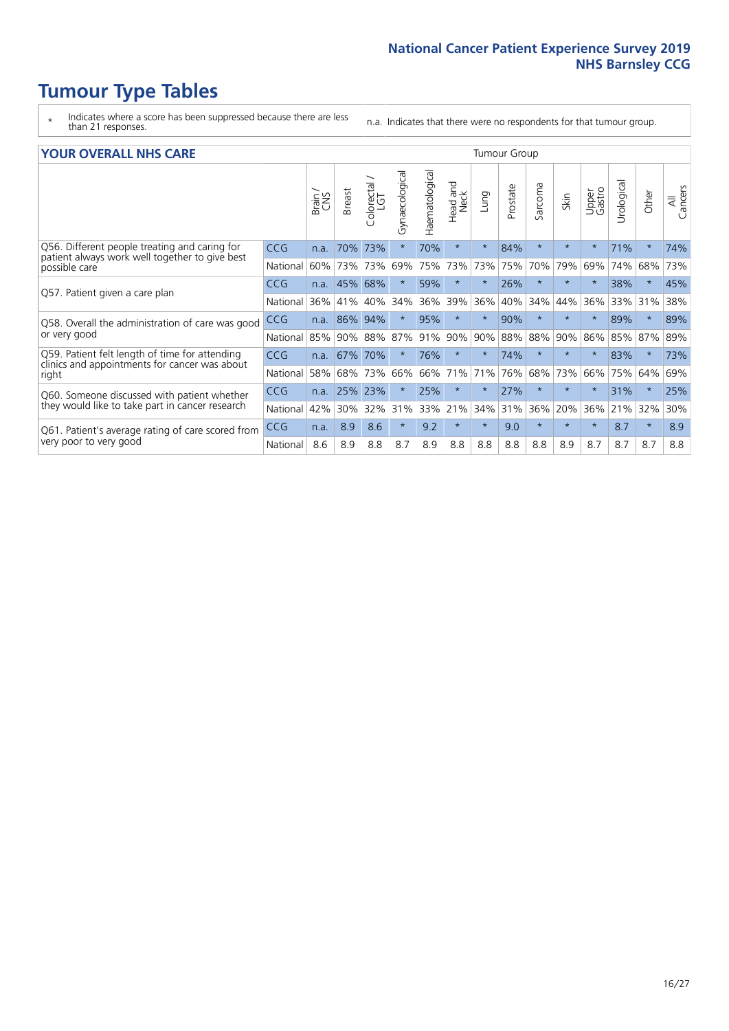# Tumour Type Tables

\* Indicates where a score has been suppressed because there are less than 21 responses.

n.a. Indicates that there were no respondents for that tumour group.

## YOUR OVERALL NHS CARE

| | | Brain / CNS | Breast | Colorectal / LGT | Gynaecological | Haematological | Head and Neck | Lung | Prostate | Sarcoma | Skin | Upper Gastro | Urological | Other | All Cancers |
|---|---|---|---|---|---|---|---|---|---|---|---|---|---|---|---|
| Q56. Different people treating and caring for patient always work well together to give best possible care | CCG | n.a. | 70% | 73% | * | 70% | * | * | 84% | * | * | * | 71% | * | 74% |
| | National | 60% | 73% | 73% | 69% | 75% | 73% | 73% | 75% | 70% | 79% | 69% | 74% | 68% | 73% |
| Q57. Patient given a care plan | CCG | n.a. | 45% | 68% | * | 59% | * | * | 26% | * | * | * | 38% | * | 45% |
| | National | 36% | 41% | 40% | 34% | 36% | 39% | 36% | 40% | 34% | 44% | 36% | 33% | 31% | 38% |
| Q58. Overall the administration of care was good or very good | CCG | n.a. | 86% | 94% | * | 95% | * | * | 90% | * | * | * | 89% | * | 89% |
| | National | 85% | 90% | 88% | 87% | 91% | 90% | 90% | 88% | 88% | 90% | 86% | 85% | 87% | 89% |
| Q59. Patient felt length of time for attending clinics and appointments for cancer was about right | CCG | n.a. | 67% | 70% | * | 76% | * | * | 74% | * | * | * | 83% | * | 73% |
| | National | 58% | 68% | 73% | 66% | 66% | 71% | 71% | 76% | 68% | 73% | 66% | 75% | 64% | 69% |
| Q60. Someone discussed with patient whether they would like to take part in cancer research | CCG | n.a. | 25% | 23% | * | 25% | * | * | 27% | * | * | * | 31% | * | 25% |
| | National | 42% | 30% | 32% | 31% | 33% | 21% | 34% | 31% | 36% | 20% | 36% | 21% | 32% | 30% |
| Q61. Patient's average rating of care scored from very poor to very good | CCG | n.a. | 8.9 | 8.6 | * | 9.2 | * | * | 9.0 | * | * | * | 8.7 | * | 8.9 |
| | National | 8.6 | 8.9 | 8.8 | 8.7 | 8.9 | 8.8 | 8.8 | 8.8 | 8.8 | 8.9 | 8.7 | 8.7 | 8.7 | 8.8 |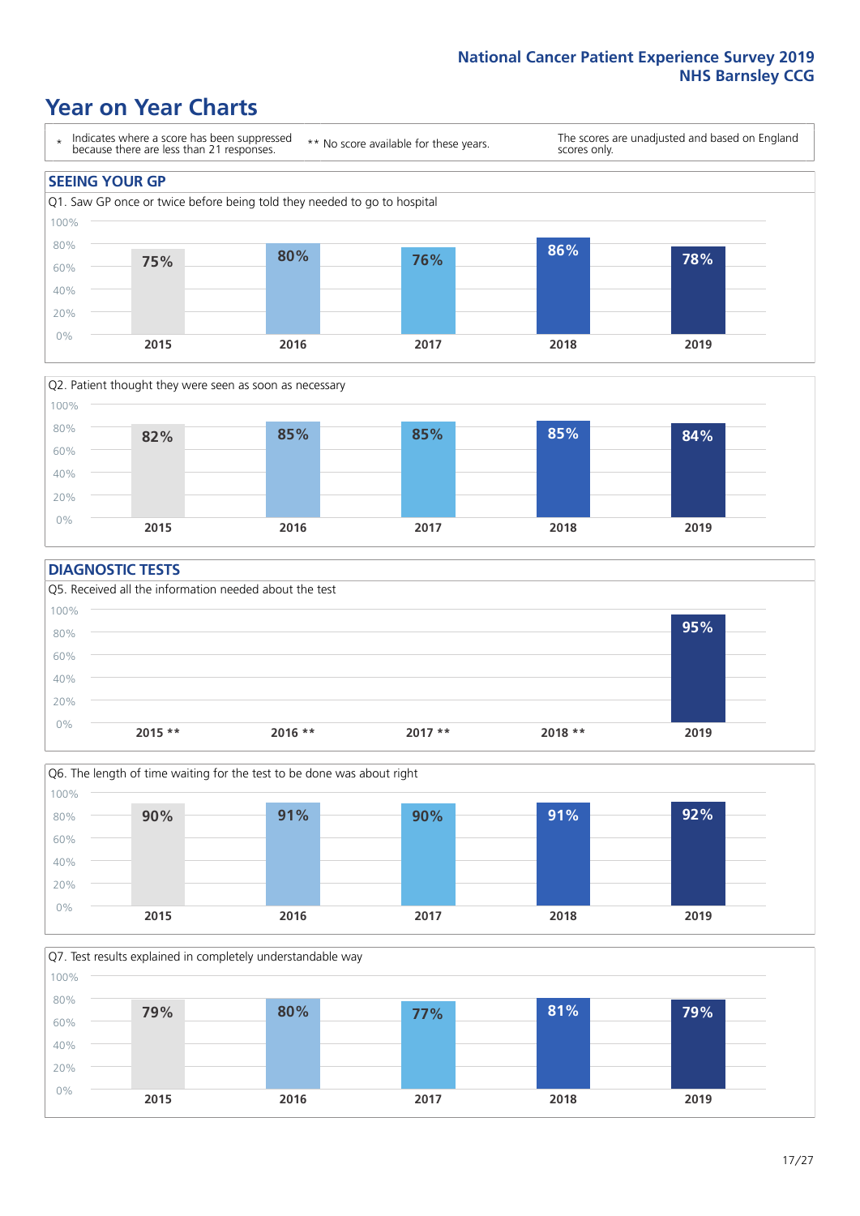# Year on Year Charts

\* Indicates where a score has been suppressed because there are less than 21 responses.

\*\* No score available for these years.

The scores are unadjusted and based on England scores only.

## SEEING YOUR GP

Q1. Saw GP once or twice before being told they needed to go to hospital

100%
80%
60%
40%
20%
0%

75% 80% 76% 86% 78%

2015 2016 2017 2018 2019

Q2. Patient thought they were seen as soon as necessary

100%
80%
60%
40%
20%
0%

82% 85% 85% 85% 84%

2015 2016 2017 2018 2019

## DIAGNOSTIC TESTS

Q5. Received all the information needed about the test

100%
80%
60%
40%
20%
0%

95%

2015 ** 2016 ** 2017 ** 2018 ** 2019

Q6. The length of time waiting for the test to be done was about right

100%
80%
60%
40%
20%
0%

90% 91% 90% 91% 92%

2015 2016 2017 2018 2019

Q7. Test results explained in completely understandable way

100%
80%
60%
40%
20%
0%

79% 80% 77% 81% 79%

2015 2016 2017 2018 2019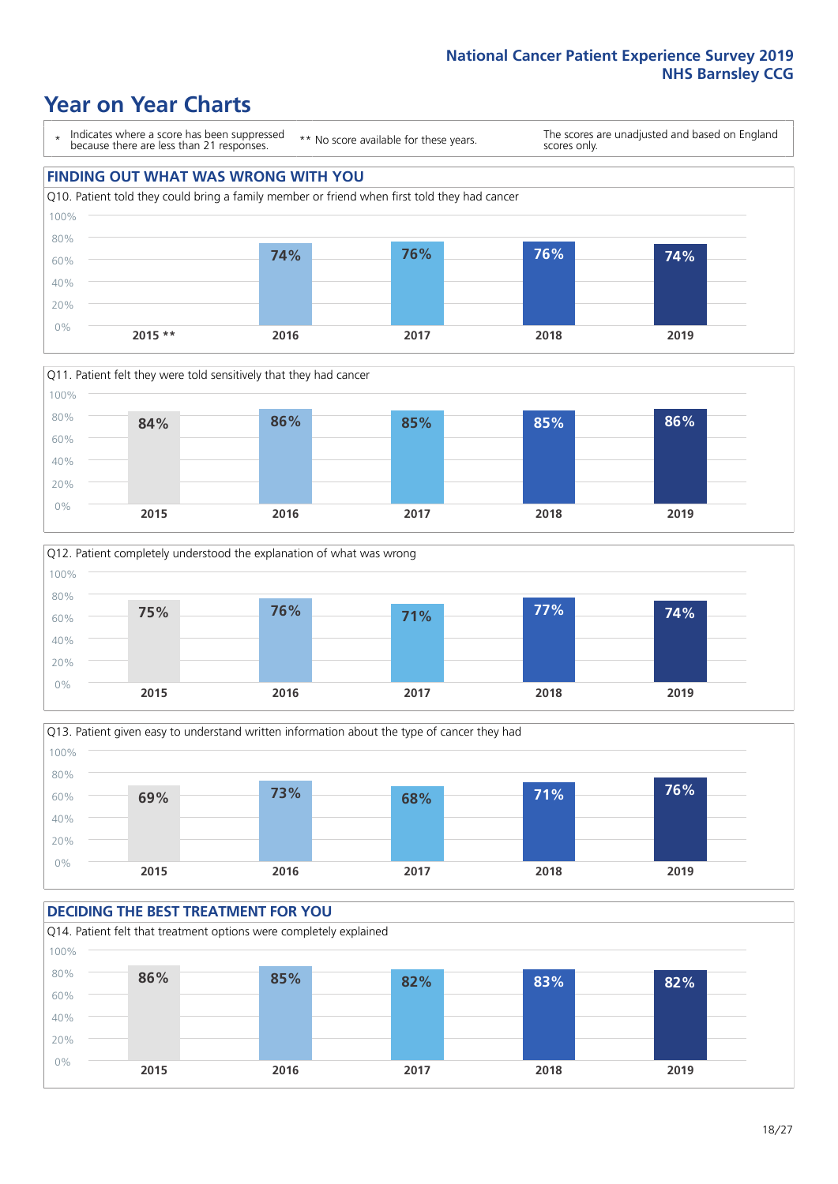# Year on Year Charts

\* Indicates where a score has been suppressed because there are less than 21 responses.

** No score available for these years.

The scores are unadjusted and based on England scores only.

## FINDING OUT WHAT WAS WRONG WITH YOU

Q10. Patient told they could bring a family member or friend when first told they had cancer

2015 **
74% 2016
76% 2017
76% 2018
74% 2019

Q11. Patient felt that they were told sensitively that they had cancer

84% 2015
86% 2016
85% 2017
85% 2018
86% 2019

Q12. Patient completely understood the explanation of what was wrong

75% 2015
76% 2016
71% 2017
77% 2018
74% 2019

Q13. Patient given easy to understand written information about the type of cancer they had

69% 2015
73% 2016
68% 2017
71% 2018
76% 2019

## DECIDING THE BEST TREATMENT FOR YOU

Q14. Patient felt that treatment options were completely explained

86% 2015
85% 2016
82% 2017
83% 2018
82% 2019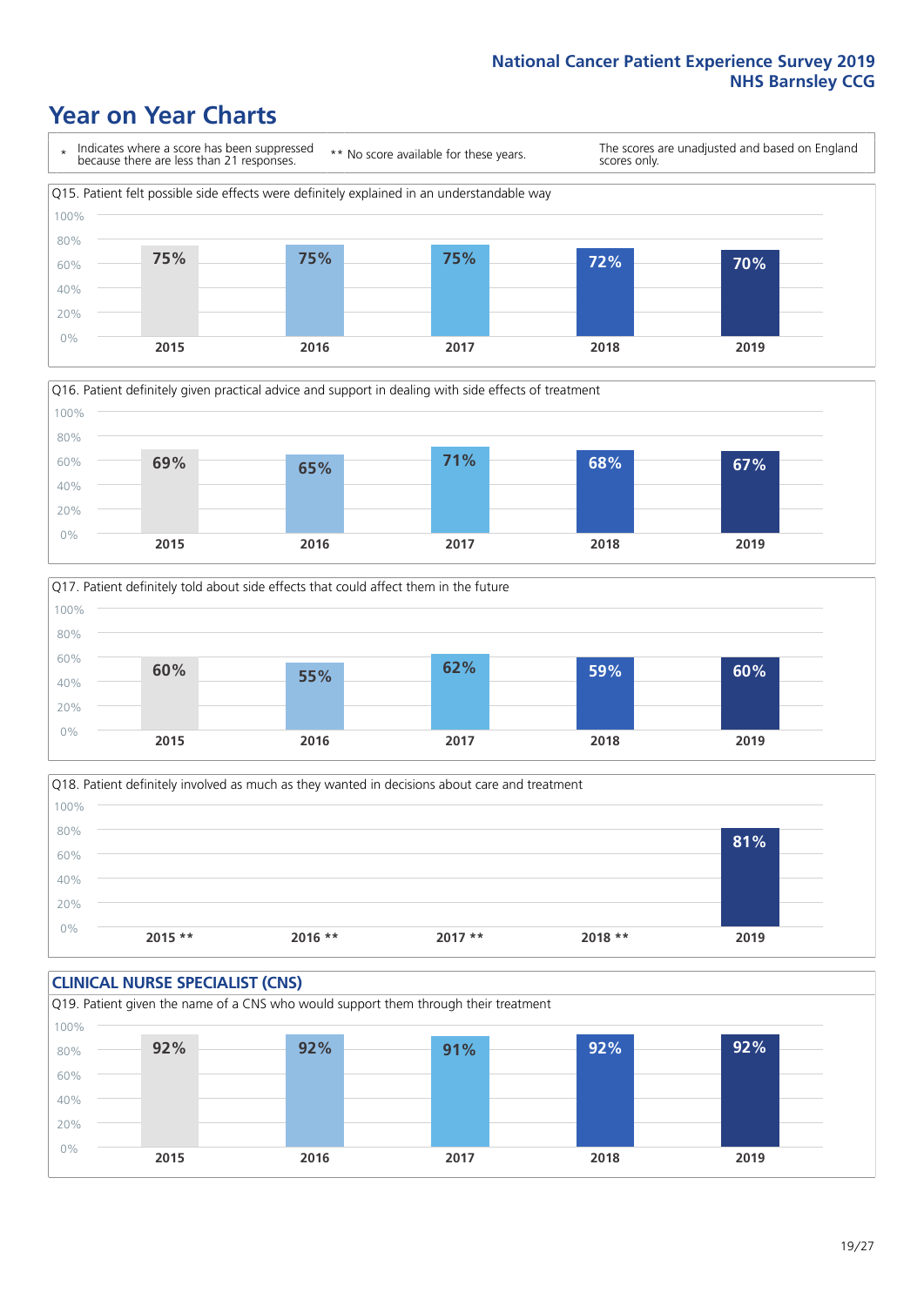# Year on Year Charts

| * Indicates where a score has been suppressed because there are less than 21 responses. | ** No score available for these years. | The scores are unadjusted and based on England scores only. |
|---|---|---|

Q15. Patient felt possible side effects were definitely explained in an understandable way

| 2015 | 2016 | 2017 | 2018 | 2019 |
|---|---|---|---|---|
| 75% | 75% | 75% | 72% | 70% |

Q16. Patient definitely given practical advice and support in dealing with side effects of treatment

| 2015 | 2016 | 2017 | 2018 | 2019 |
|---|---|---|---|---|
| 69% | 65% | 71% | 68% | 67% |

Q17. Patient definitely told about side effects that could affect them in the future

| 2015 | 2016 | 2017 | 2018 | 2019 |
|---|---|---|---|---|
| 60% | 55% | 62% | 59% | 60% |

Q18. Patient definitely involved as much as they wanted in decisions about care and treatment

| 2015 ** | 2016 ** | 2017 ** | 2018 ** | 2019 |
|---|---|---|---|---|
| | | | | 81% |

## CLINICAL NURSE SPECIALIST (CNS)

Q19. Patient given the name of a CNS who would support them through their treatment

| 2015 | 2016 | 2017 | 2018 | 2019 |
|---|---|---|---|---|
| 92% | 92% | 91% | 92% | 92% |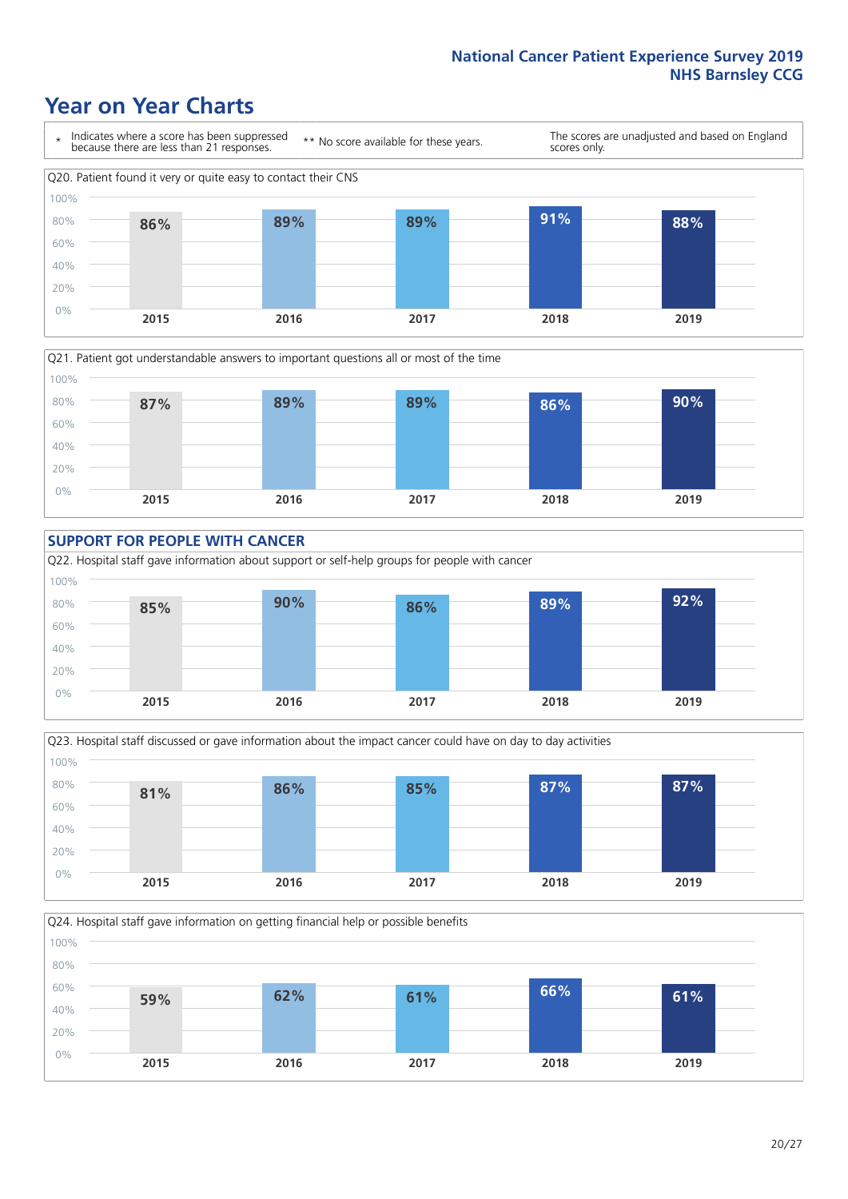# Year on Year Charts

\* Indicates where a score has been suppressed because there are less than 21 responses.

\*\* No score available for these years.

The scores are unadjusted and based on England scores only.

Q20. Patient found it very or quite easy to contact their CNS

| 2015 | 2016 | 2017 | 2018 | 2019 |
|---|---|---|---|---|
| 86% | 89% | 89% | 91% | 88% |

Q21. Patient got understandable answers to important questions all or most of the time

| 2015 | 2016 | 2017 | 2018 | 2019 |
|---|---|---|---|---|
| 87% | 89% | 89% | 86% | 90% |

## SUPPORT FOR PEOPLE WITH CANCER

Q22. Hospital staff gave information about support or self-help groups for people with cancer

| 2015 | 2016 | 2017 | 2018 | 2019 |
|---|---|---|---|---|
| 85% | 90% | 86% | 89% | 92% |

Q23. Hospital staff discussed or gave information about the impact cancer could have on day to day activities

| 2015 | 2016 | 2017 | 2018 | 2019 |
|---|---|---|---|---|
| 81% | 86% | 85% | 87% | 87% |

Q24. Hospital staff gave information on getting financial help or possible benefits

| 2015 | 2016 | 2017 | 2018 | 2019 |
|---|---|---|---|---|
| 59% | 62% | 61% | 66% | 61% |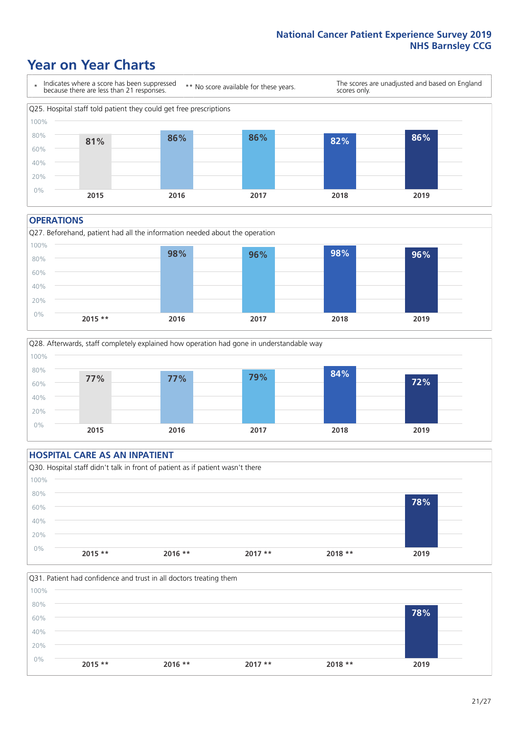# Year on Year Charts

\* Indicates where a score has been suppressed because there are less than 21 responses.

** No score available for these years.

The scores are unadjusted and based on England scores only.

Q25. Hospital staff told patient they could get free prescriptions

100%
80%
60%
40%
20%
0%

81% 86% 86% 82% 86%

2015 2016 2017 2018 2019

## OPERATIONS

Q27. Beforehand, patient had all the information needed about the operation

100%
80%
60%
40%
20%
0%

98% 96% 98% 96%

2015 ** 2016 2017 2018 2019

Q28. Afterwards, staff completely explained how operation had gone in understandable way

100%
80%
60%
40%
20%
0%

77% 77% 79% 84% 72%

2015 2016 2017 2018 2019

## HOSPITAL CARE AS AN INPATIENT

Q30. Hospital staff didn't talk in front of patient as if patient wasn't there

100%
80%
60%
40%
20%
0%

78%

2015 ** 2016 ** 2017 ** 2018 ** 2019

Q31. Patient had confidence and trust in all doctors treating them

100%
80%
60%
40%
20%
0%

78%

2015 ** 2016 ** 2017 ** 2018 ** 2019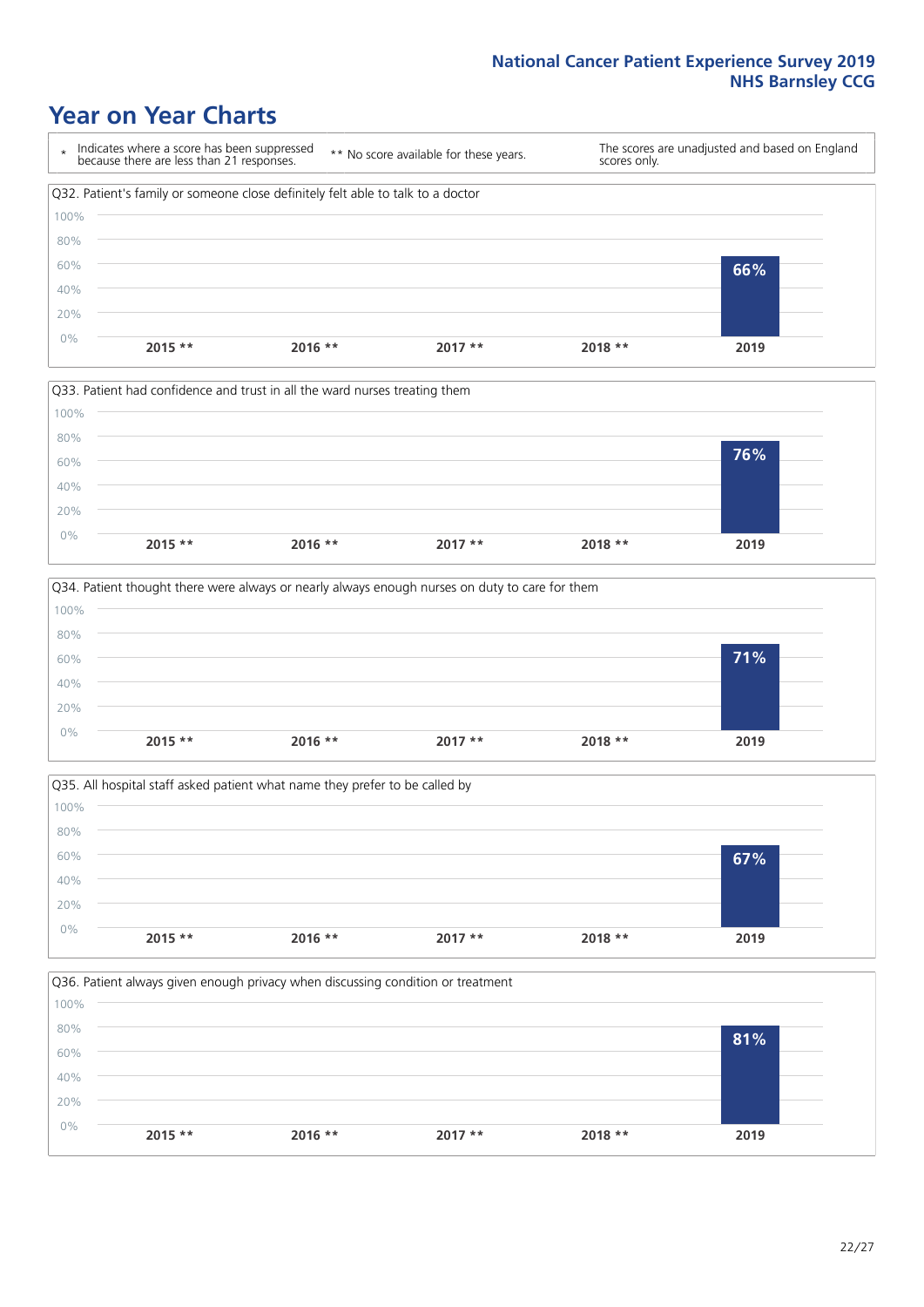# Year on Year Charts

\* Indicates where a score has been suppressed because there are less than 21 responses.

** No score available for these years.

The scores are unadjusted and based on England scores only.

Q32. Patient's family or someone close definitely felt able to talk to a doctor

100%
80%
60%
40%
20%
0%

2015 ** | 2016 ** | 2017 ** | 2018 ** | 2019

66%

Q33. Patient had confidence and trust in all the ward nurses treating them

100%
80%
60%
40%
20%
0%

2015 ** | 2016 ** | 2017 ** | 2018 ** | 2019

76%

Q34. Patient thought there were always or nearly always enough nurses on duty to care for them

100%
80%
60%
40%
20%
0%

2015 ** | 2016 ** | 2017 ** | 2018 ** | 2019

71%

Q35. All hospital staff asked patient what name they prefer to be called by

100%
80%
60%
40%
20%
0%

2015 ** | 2016 ** | 2017 ** | 2018 ** | 2019

67%

Q36. Patient always given enough privacy when discussing condition or treatment

100%
80%
60%
40%
20%
0%

2015 ** | 2016 ** | 2017 ** | 2018 ** | 2019

81%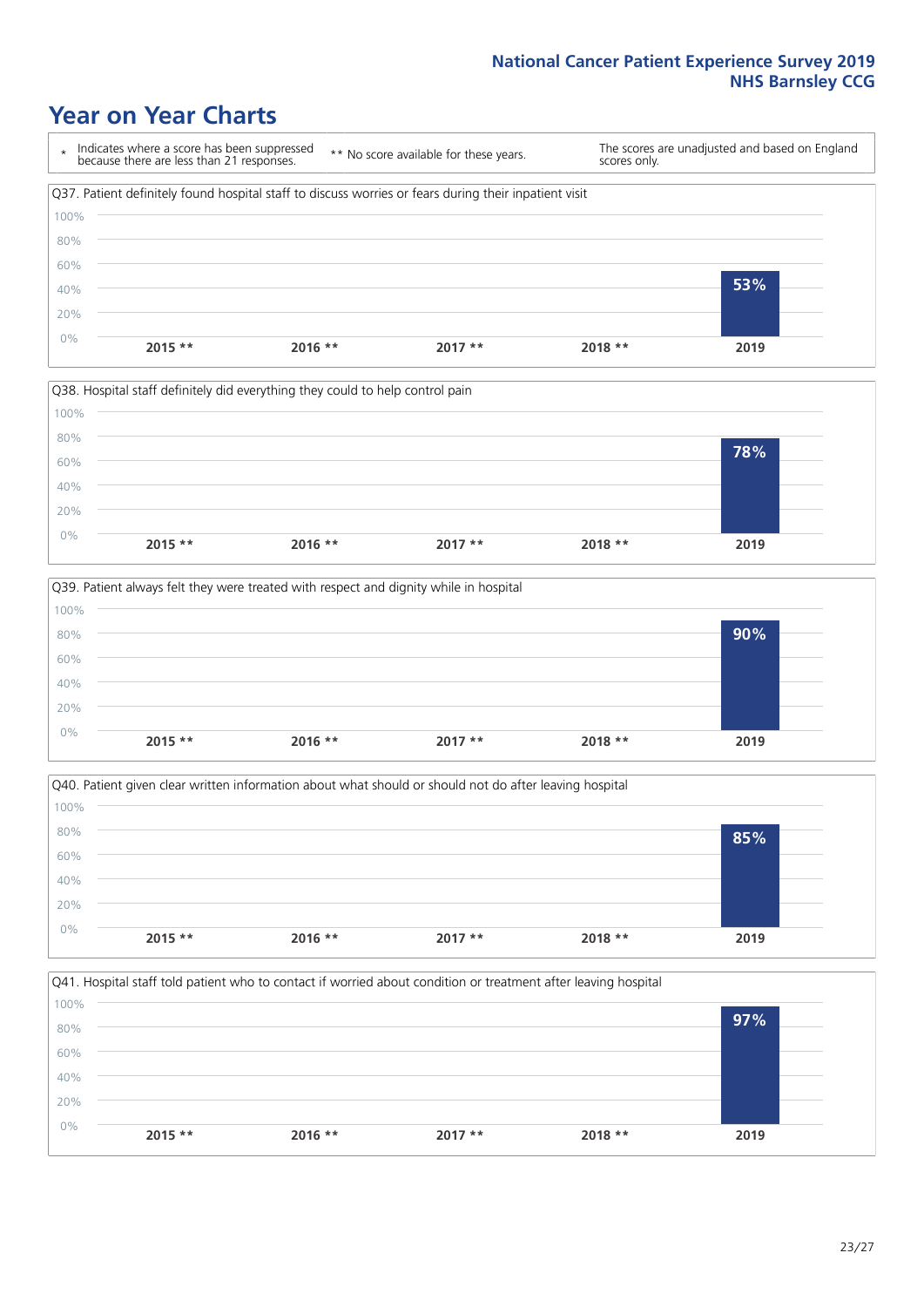# Year on Year Charts

| * Indicates where a score has been suppressed because there are less than 21 responses. | ** No score available for these years. | The scores are unadjusted and based on England scores only. |
|---|---|---|

Q37. Patient definitely found hospital staff to discuss worries or fears during their inpatient visit

| 2015 ** | 2016 ** | 2017 ** | 2018 ** | 2019 |
|---|---|---|---|---|
| | | | | 53% |

Q38. Hospital staff definitely did everything they could to help control pain

| 2015 ** | 2016 ** | 2017 ** | 2018 ** | 2019 |
|---|---|---|---|---|
| | | | | 78% |

Q39. Patient always felt they were treated with respect and dignity while in hospital

| 2015 ** | 2016 ** | 2017 ** | 2018 ** | 2019 |
|---|---|---|---|---|
| | | | | 90% |

Q40. Patient given clear written information about what should or should not do after leaving hospital

| 2015 ** | 2016 ** | 2017 ** | 2018 ** | 2019 |
|---|---|---|---|---|
| | | | | 85% |

Q41. Hospital staff told patient who to contact if worried about condition or treatment after leaving hospital

| 2015 ** | 2016 ** | 2017 ** | 2018 ** | 2019 |
|---|---|---|---|---|
| | | | | 97% |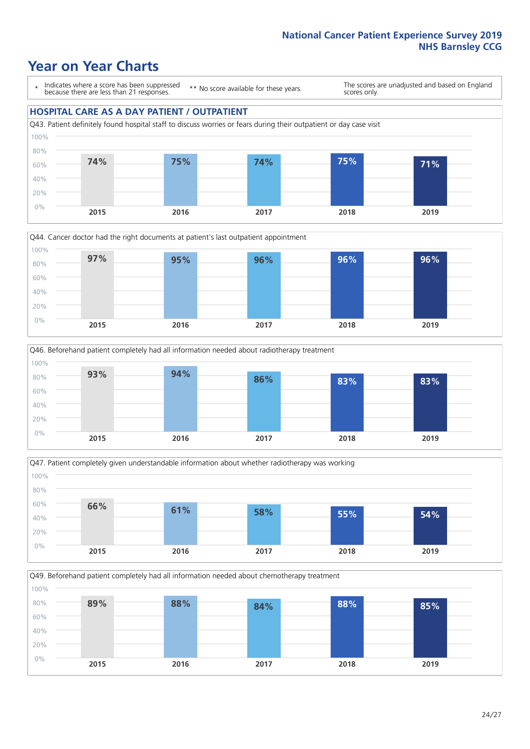# Year on Year Charts

* Indicates where a score has been suppressed because there are less than 21 responses.

** No score available for these years.

The scores are unadjusted and based on England scores only.

## HOSPITAL CARE AS A DAY PATIENT / OUTPATIENT

Q43. Patient definitely found hospital staff to discuss worries or fears during their outpatient or day case visit

100%
80%
60%
40%
20%
0%

74% 75% 74% 75% 71%

2015 2016 2017 2018 2019

Q44. Cancer doctor had the right documents at patient's last outpatient appointment

100%
80%
60%
40%
20%
0%

97% 95% 96% 96% 96%

2015 2016 2017 2018 2019

Q46. Beforehand patient completely had all information needed about radiotherapy treatment

100%
80%
60%
40%
20%
0%

93% 94% 86% 83% 83%

2015 2016 2017 2018 2019

Q47. Patient completely given understandable information about whether radiotherapy was working

100%
80%
60%
40%
20%
0%

66% 61% 58% 55% 54%

2015 2016 2017 2018 2019

Q49. Beforehand patient completely had all information needed about chemotherapy treatment

100%
80%
60%
40%
20%
0%

89% 88% 84% 88% 85%

2015 2016 2017 2018 2019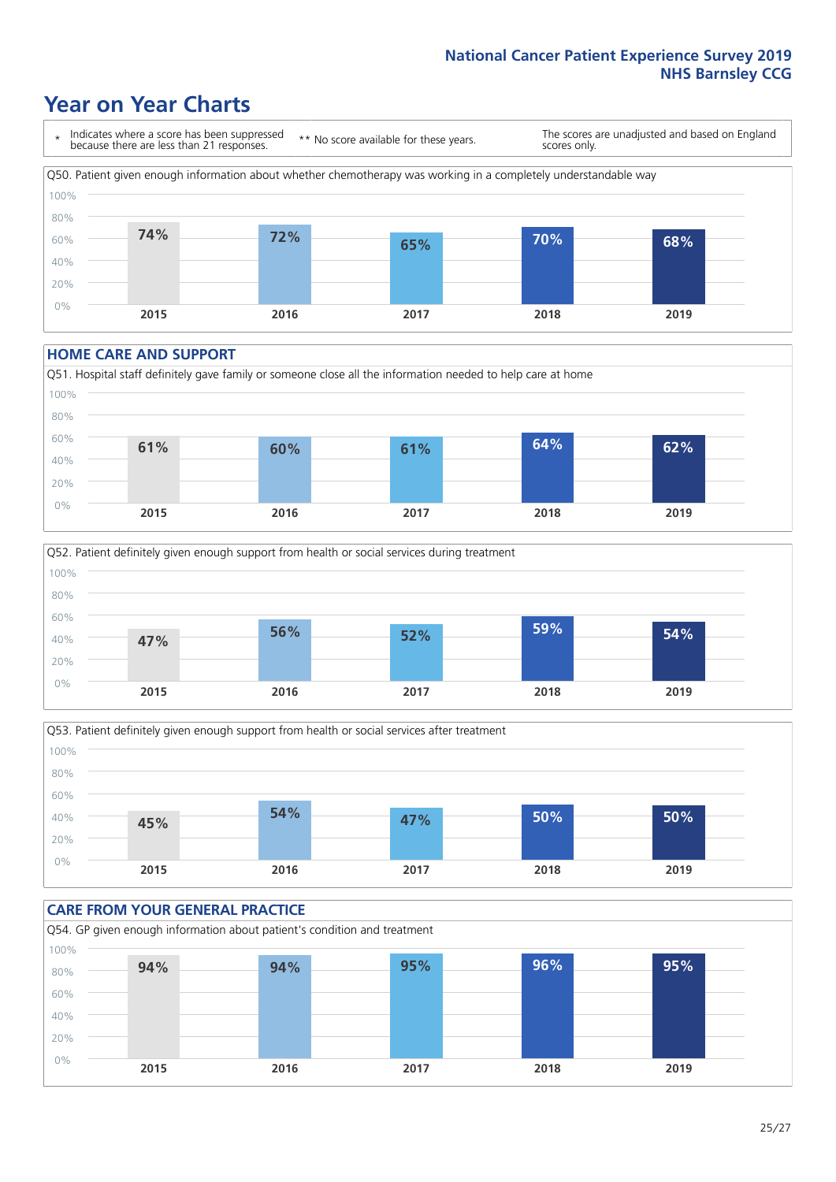# Year on Year Charts

\* Indicates where a score has been suppressed because there are less than 21 responses.

** No score available for these years.

The scores are unadjusted and based on England scores only.

Q50. Patient given enough information about whether chemotherapy was working in a completely understandable way

100%
80%
60%
40%
20%
0%

74% 2015
72% 2016
65% 2017
70% 2018
68% 2019

## HOME CARE AND SUPPORT

Q51. Hospital staff definitely gave family or someone close all the information needed to help care at home

100%
80%
60%
40%
20%
0%

61% 2015
60% 2016
61% 2017
64% 2018
62% 2019

Q52. Patient definitely given enough support from health or social services during treatment

100%
80%
60%
40%
20%
0%

47% 2015
56% 2016
52% 2017
59% 2018
54% 2019

Q53. Patient definitely given enough support from health or social services after treatment

100%
80%
60%
40%
20%
0%

45% 2015
54% 2016
47% 2017
50% 2018
50% 2019

## CARE FROM YOUR GENERAL PRACTICE

Q54. GP given enough information about patient's condition and treatment

100%
80%
60%
40%
20%
0%

94% 2015
94% 2016
95% 2017
96% 2018
95% 2019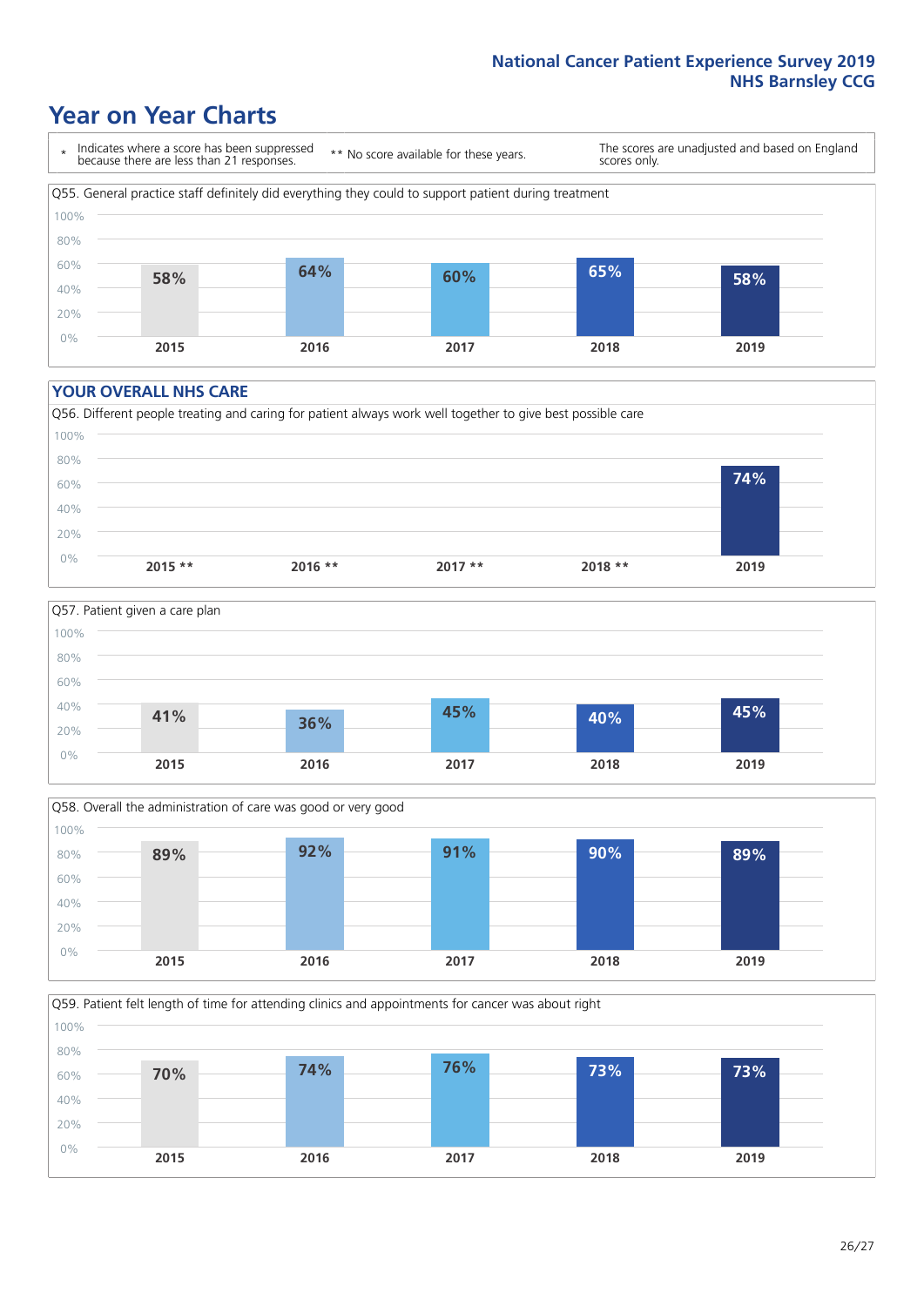# Year on Year Charts

\* Indicates where a score has been suppressed because there are less than 21 responses.

** No score available for these years.

The scores are unadjusted and based on England scores only.

Q55. General practice staff definitely did everything they could to support patient during treatment

100%
80%
60%
40%
20%
0%

58% 64% 60% 65% 58%

2015 2016 2017 2018 2019

## YOUR OVERALL NHS CARE

Q56. Different people treating and caring for patient always work well together to give best possible care

100%
80%
60%
40%
20%
0%

74%

2015 ** 2016 ** 2017 ** 2018 ** 2019

Q57. Patient given a care plan

100%
80%
60%
40%
20%
0%

41% 36% 45% 40% 45%

2015 2016 2017 2018 2019

Q58. Overall the administration of care was good or very good

100%
80%
60%
40%
20%
0%

89% 92% 91% 90% 89%

2015 2016 2017 2018 2019

Q59. Patient felt length of time for attending clinics and appointments for cancer was about right

100%
80%
60%
40%
20%
0%

70% 74% 76% 73% 73%

2015 2016 2017 2018 2019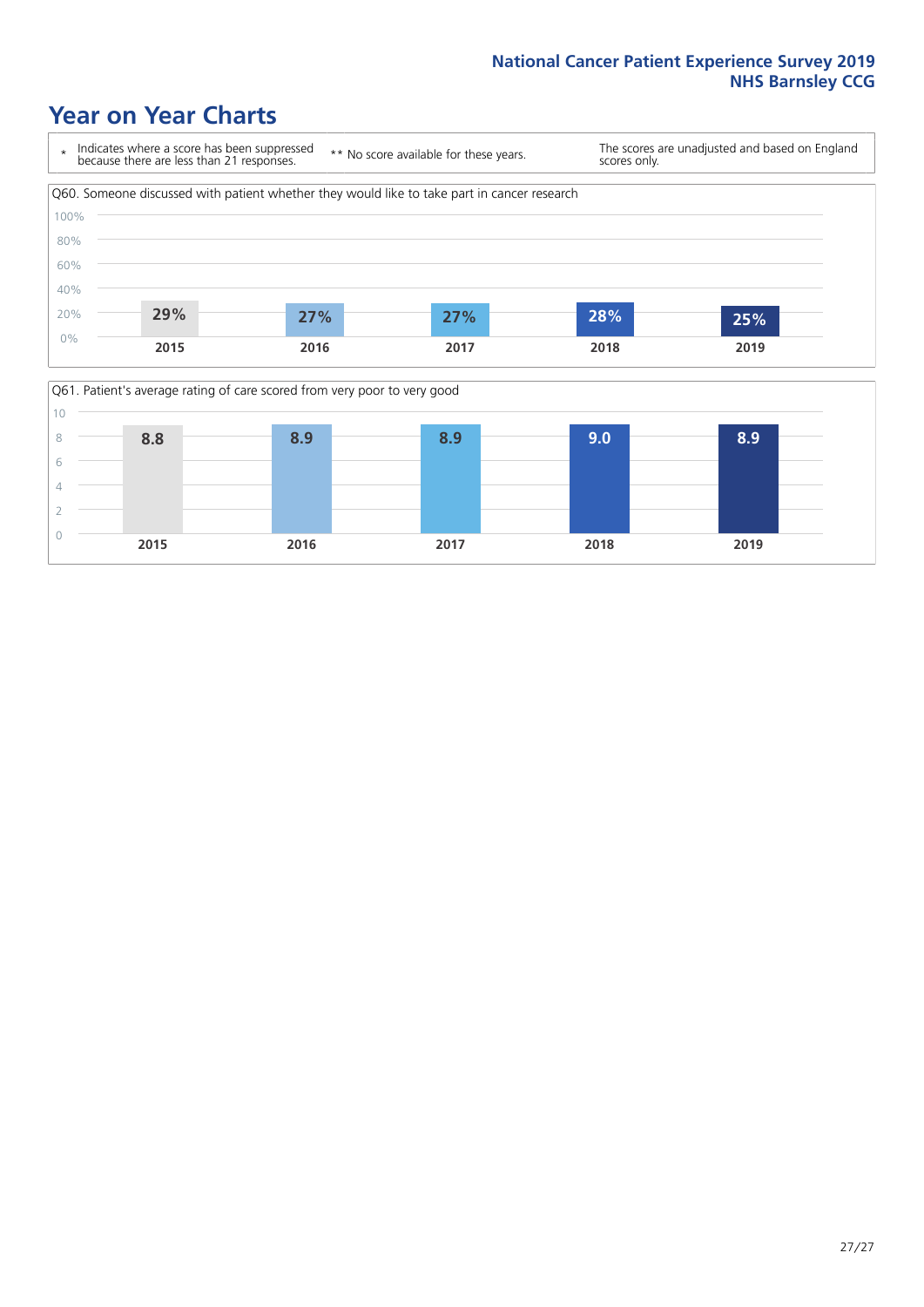# Year on Year Charts

\* Indicates where a score has been suppressed because there are less than 21 responses.

** No score available for these years.

The scores are unadjusted and based on England scores only.

Q60. Someone discussed with patient whether they would like to take part in cancer research

100%
80%
60%
40%
20%
0%

29% 2015
27% 2016
27% 2017
28% 2018
25% 2019

Q61. Patient's average rating of care scored from very poor to very good

10
8
6
4
2
0

8.8 2015
8.9 2016
8.9 2017
9.0 2018
8.9 2019